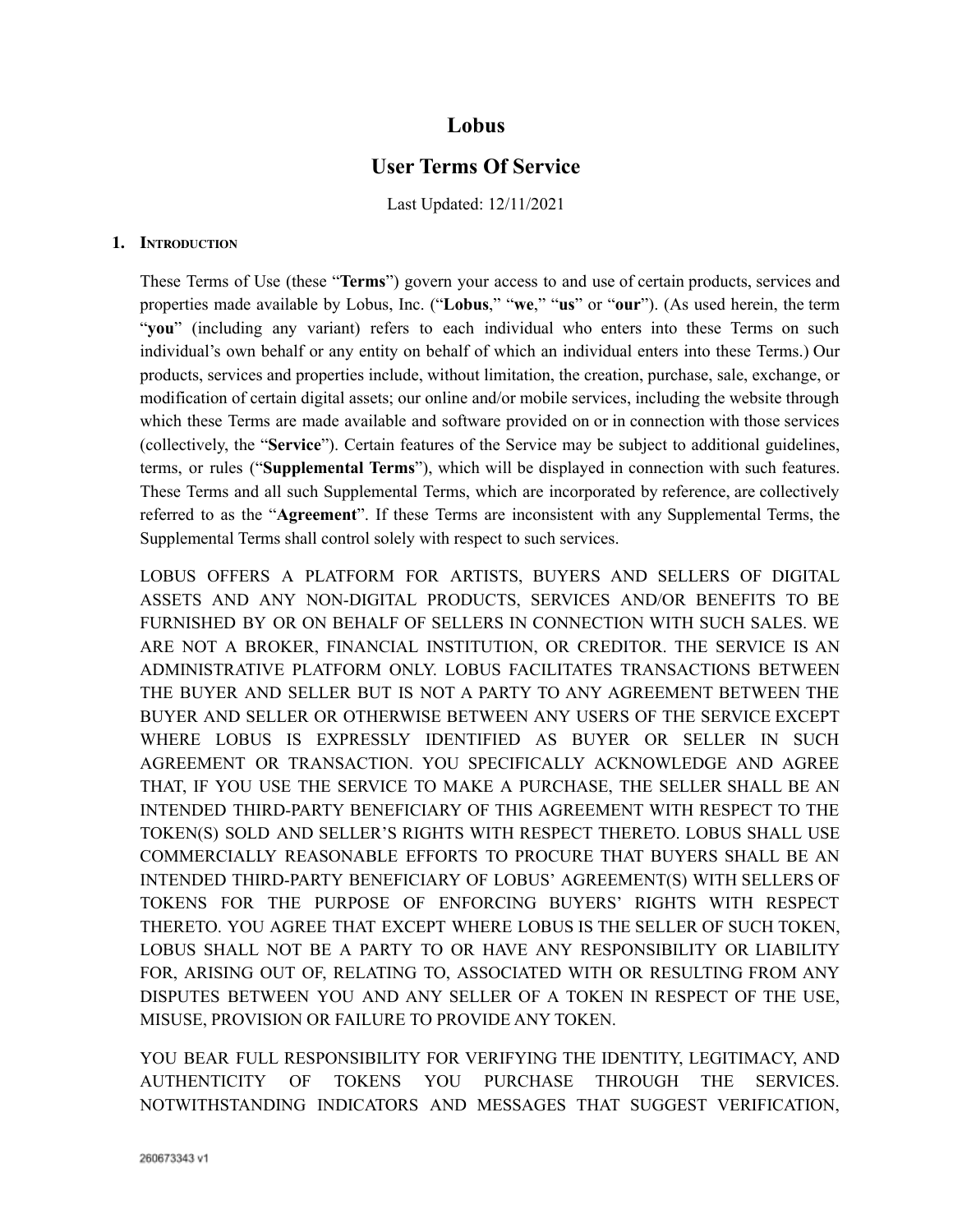# Lobus

## User Terms Of Service

Last Updated: 12/11/2021

### 1. Introduction

These Terms of Use (these "**Terms**") govern your access to and use of certain products, services and properties made available by Lobus, Inc. ("**Lobus**," "**we**," "**us**" or "**our**"). (As used herein, the term "**you**" (including any variant) refers to each individual who enters into these Terms on such individual's own behalf or any entity on behalf of which an individual enters into these Terms.) Our products, services and properties include, without limitation, the creation, purchase, sale, exchange, or modification of certain digital assets; our online and/or mobile services, including the website through which these Terms are made available and software provided on or in connection with those services (collectively, the "**Service**"). Certain features of the Service may be subject to additional guidelines, terms, or rules ("**Supplemental Terms**"), which will be displayed in connection with such features. These Terms and all such Supplemental Terms, which are incorporated by reference, are collectively referred to as the "**Agreement**". If these Terms are inconsistent with any Supplemental Terms, the Supplemental Terms shall control solely with respect to such services.

LOBUS OFFERS A PLATFORM FOR ARTISTS, BUYERS AND SELLERS OF DIGITAL ASSETS AND ANY NON-DIGITAL PRODUCTS, SERVICES AND/OR BENEFITS TO BE FURNISHED BY OR ON BEHALF OF SELLERS IN CONNECTION WITH SUCH SALES. WE ARE NOT A BROKER, FINANCIAL INSTITUTION, OR CREDITOR. THE SERVICE IS AN ADMINISTRATIVE PLATFORM ONLY. LOBUS FACILITATES TRANSACTIONS BETWEEN THE BUYER AND SELLER BUT IS NOT A PARTY TO ANY AGREEMENT BETWEEN THE BUYER AND SELLER OR OTHERWISE BETWEEN ANY USERS OF THE SERVICE EXCEPT WHERE LOBUS IS EXPRESSLY IDENTIFIED AS BUYER OR SELLER IN SUCH AGREEMENT OR TRANSACTION. YOU SPECIFICALLY ACKNOWLEDGE AND AGREE THAT, IF YOU USE THE SERVICE TO MAKE A PURCHASE, THE SELLER SHALL BE AN INTENDED THIRD-PARTY BENEFICIARY OF THIS AGREEMENT WITH RESPECT TO THE TOKEN(S) SOLD AND SELLER'S RIGHTS WITH RESPECT THERETO. LOBUS SHALL USE COMMERCIALLY REASONABLE EFFORTS TO PROCURE THAT BUYERS SHALL BE AN INTENDED THIRD-PARTY BENEFICIARY OF LOBUS' AGREEMENT(S) WITH SELLERS OF TOKENS FOR THE PURPOSE OF ENFORCING BUYERS' RIGHTS WITH RESPECT THERETO. YOU AGREE THAT EXCEPT WHERE LOBUS IS THE SELLER OF SUCH TOKEN, LOBUS SHALL NOT BE A PARTY TO OR HAVE ANY RESPONSIBILITY OR LIABILITY FOR, ARISING OUT OF, RELATING TO, ASSOCIATED WITH OR RESULTING FROM ANY DISPUTES BETWEEN YOU AND ANY SELLER OF A TOKEN IN RESPECT OF THE USE, MISUSE, PROVISION OR FAILURE TO PROVIDE ANY TOKEN.

YOU BEAR FULL RESPONSIBILITY FOR VERIFYING THE IDENTITY, LEGITIMACY, AND AUTHENTICITY OF TOKENS YOU PURCHASE THROUGH THE SERVICES. NOTWITHSTANDING INDICATORS AND MESSAGES THAT SUGGEST VERIFICATION,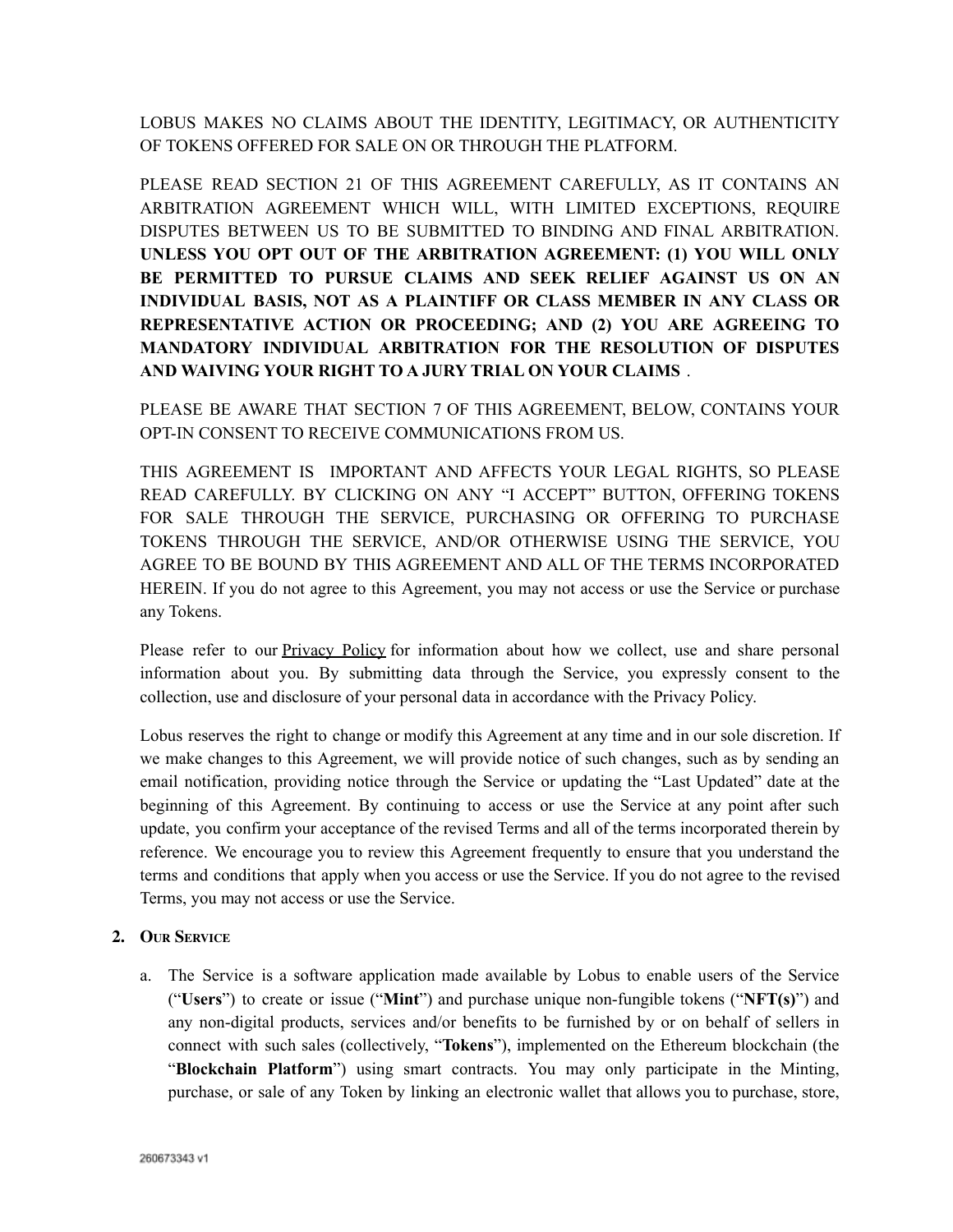LOBUS MAKES NO CLAIMS ABOUT THE IDENTITY, LEGITIMACY, OR AUTHENTICITY OF TOKENS OFFERED FOR SALE ON OR THROUGH THE PLATFORM.

PLEASE READ SECTION 21 OF THIS AGREEMENT CAREFULLY, AS IT CONTAINS AN ARBITRATION AGREEMENT WHICH WILL, WITH LIMITED EXCEPTIONS, REQUIRE DISPUTES BETWEEN US TO BE SUBMITTED TO BINDING AND FINAL ARBITRATION. **UNLESS YOU OPT OUT OF THE ARBITRATION AGREEMENT: (1) YOU WILL ONLY BE PERMITTED TO PURSUE CLAIMS AND SEEK RELIEF AGAINST US ON AN INDIVIDUAL BASIS, NOT AS A PLAINTIFF OR CLASS MEMBER IN ANY CLASS OR REPRESENTATIVE ACTION OR PROCEEDING; AND (2) YOU ARE AGREEING TO MANDATORY INDIVIDUAL ARBITRATION FOR THE RESOLUTION OF DISPUTES AND WAIVING YOUR RIGHT TO A JURY TRIAL ON YOUR CLAIMS** .

PLEASE BE AWARE THAT SECTION 7 OF THIS AGREEMENT, BELOW, CONTAINS YOUR OPT-IN CONSENT TO RECEIVE COMMUNICATIONS FROM US.

THIS AGREEMENT IS IMPORTANT AND AFFECTS YOUR LEGAL RIGHTS, SO PLEASE READ CAREFULLY. BY CLICKING ON ANY “I ACCEPT” BUTTON, OFFERING TOKENS FOR SALE THROUGH THE SERVICE, PURCHASING OR OFFERING TO PURCHASE TOKENS THROUGH THE SERVICE, AND/OR OTHERWISE USING THE SERVICE, YOU AGREE TO BE BOUND BY THIS AGREEMENT AND ALL OF THE TERMS INCORPORATED HEREIN. If you do not agree to this Agreement, you may not access or use the Service or purchase any Tokens.

Please refer to our Privacy Policy for information about how we collect, use and share personal information about you. By submitting data through the Service, you expressly consent to the collection, use and disclosure of your personal data in accordance with the Privacy Policy.

Lobus reserves the right to change or modify this Agreement at any time and in our sole discretion. If we make changes to this Agreement, we will provide notice of such changes, such as by sending an email notification, providing notice through the Service or updating the “Last Updated” date at the beginning of this Agreement. By continuing to access or use the Service at any point after such update, you confirm your acceptance of the revised Terms and all of the terms incorporated therein by reference. We encourage you to review this Agreement frequently to ensure that you understand the terms and conditions that apply when you access or use the Service. If you do not agree to the revised Terms, you may not access or use the Service.

## 2. Our Service

a. The Service is a software application made available by Lobus to enable users of the Service (“**Users**”) to create or issue (“**Mint**”) and purchase unique non-fungible tokens (“**NFT(s)**”) and any non-digital products, services and/or benefits to be furnished by or on behalf of sellers in connect with such sales (collectively, “**Tokens**”), implemented on the Ethereum blockchain (the “**Blockchain Platform**”) using smart contracts. You may only participate in the Minting, purchase, or sale of any Token by linking an electronic wallet that allows you to purchase, store,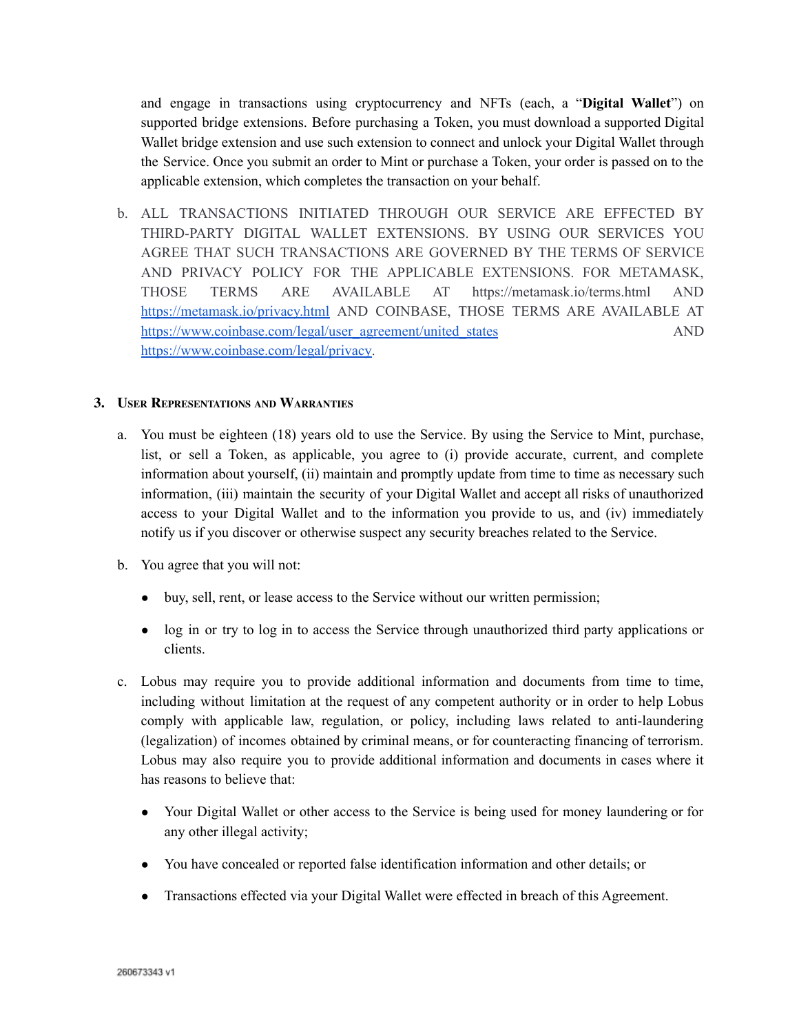and engage in transactions using cryptocurrency and NFTs (each, a "**Digital Wallet**") on supported bridge extensions. Before purchasing a Token, you must download a supported Digital Wallet bridge extension and use such extension to connect and unlock your Digital Wallet through the Service. Once you submit an order to Mint or purchase a Token, your order is passed on to the applicable extension, which completes the transaction on your behalf.

b. ALL TRANSACTIONS INITIATED THROUGH OUR SERVICE ARE EFFECTED BY THIRD-PARTY DIGITAL WALLET EXTENSIONS. BY USING OUR SERVICES YOU AGREE THAT SUCH TRANSACTIONS ARE GOVERNED BY THE TERMS OF SERVICE AND PRIVACY POLICY FOR THE APPLICABLE EXTENSIONS. FOR METAMASK, THOSE TERMS ARE AVAILABLE AT https://metamask.io/terms.html AND [https://metamask.io/privacy.html](https://metamask.io/privacy.html) AND COINBASE, THOSE TERMS ARE AVAILABLE AT [https://www.coinbase.com/legal/user_agreement/united_states](https://www.coinbase.com/legal/user_agreement/united_states) AND [https://www.coinbase.com/legal/privacy](https://www.coinbase.com/legal/privacy).

## 3. User Representations and Warranties

a. You must be eighteen (18) years old to use the Service. By using the Service to Mint, purchase, list, or sell a Token, as applicable, you agree to (i) provide accurate, current, and complete information about yourself, (ii) maintain and promptly update from time to time as necessary such information, (iii) maintain the security of your Digital Wallet and accept all risks of unauthorized access to your Digital Wallet and to the information you provide to us, and (iv) immediately notify us if you discover or otherwise suspect any security breaches related to the Service.

b. You agree that you will not:

- buy, sell, rent, or lease access to the Service without our written permission;
- log in or try to log in to access the Service through unauthorized third party applications or clients.

c. Lobus may require you to provide additional information and documents from time to time, including without limitation at the request of any competent authority or in order to help Lobus comply with applicable law, regulation, or policy, including laws related to anti-laundering (legalization) of incomes obtained by criminal means, or for counteracting financing of terrorism. Lobus may also require you to provide additional information and documents in cases where it has reasons to believe that:

- Your Digital Wallet or other access to the Service is being used for money laundering or for any other illegal activity;
- You have concealed or reported false identification information and other details; or
- Transactions effected via your Digital Wallet were effected in breach of this Agreement.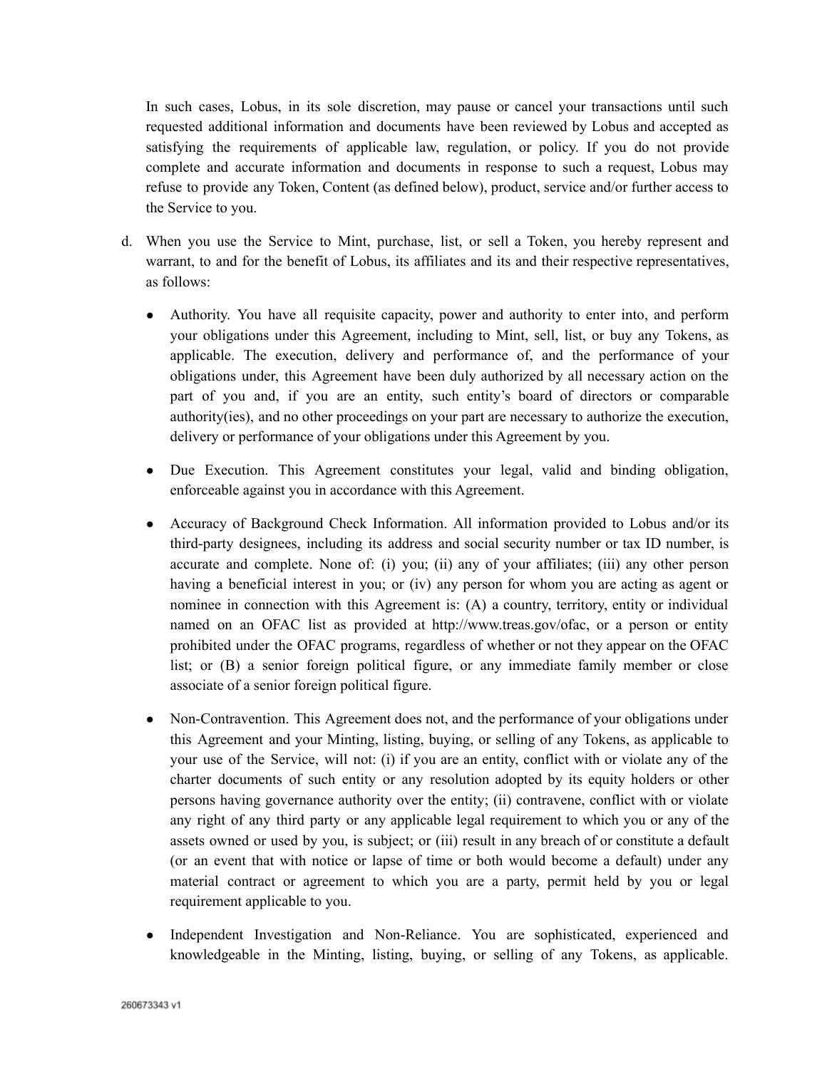In such cases, Lobus, in its sole discretion, may pause or cancel your transactions until such requested additional information and documents have been reviewed by Lobus and accepted as satisfying the requirements of applicable law, regulation, or policy. If you do not provide complete and accurate information and documents in response to such a request, Lobus may refuse to provide any Token, Content (as defined below), product, service and/or further access to the Service to you.

d. When you use the Service to Mint, purchase, list, or sell a Token, you hereby represent and warrant, to and for the benefit of Lobus, its affiliates and its and their respective representatives, as follows:

- Authority. You have all requisite capacity, power and authority to enter into, and perform your obligations under this Agreement, including to Mint, sell, list, or buy any Tokens, as applicable. The execution, delivery and performance of, and the performance of your obligations under, this Agreement have been duly authorized by all necessary action on the part of you and, if you are an entity, such entity's board of directors or comparable authority(ies), and no other proceedings on your part are necessary to authorize the execution, delivery or performance of your obligations under this Agreement by you.

- Due Execution. This Agreement constitutes your legal, valid and binding obligation, enforceable against you in accordance with this Agreement.

- Accuracy of Background Check Information. All information provided to Lobus and/or its third-party designees, including its address and social security number or tax ID number, is accurate and complete. None of: (i) you; (ii) any of your affiliates; (iii) any other person having a beneficial interest in you; or (iv) any person for whom you are acting as agent or nominee in connection with this Agreement is: (A) a country, territory, entity or individual named on an OFAC list as provided at http://www.treas.gov/ofac, or a person or entity prohibited under the OFAC programs, regardless of whether or not they appear on the OFAC list; or (B) a senior foreign political figure, or any immediate family member or close associate of a senior foreign political figure.

- Non-Contravention. This Agreement does not, and the performance of your obligations under this Agreement and your Minting, listing, buying, or selling of any Tokens, as applicable to your use of the Service, will not: (i) if you are an entity, conflict with or violate any of the charter documents of such entity or any resolution adopted by its equity holders or other persons having governance authority over the entity; (ii) contravene, conflict with or violate any right of any third party or any applicable legal requirement to which you or any of the assets owned or used by you, is subject; or (iii) result in any breach of or constitute a default (or an event that with notice or lapse of time or both would become a default) under any material contract or agreement to which you are a party, permit held by you or legal requirement applicable to you.

- Independent Investigation and Non-Reliance. You are sophisticated, experienced and knowledgeable in the Minting, listing, buying, or selling of any Tokens, as applicable.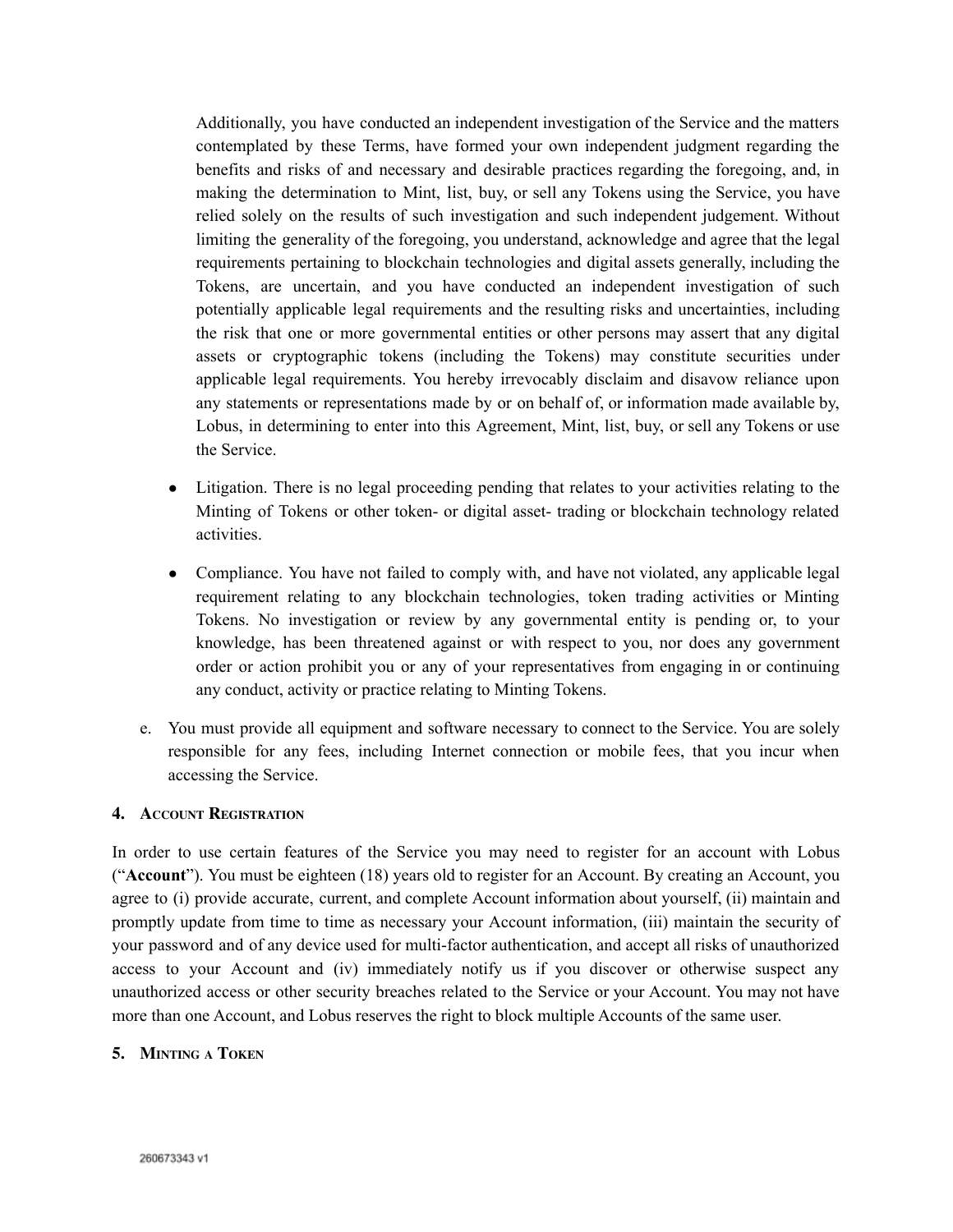Additionally, you have conducted an independent investigation of the Service and the matters contemplated by these Terms, have formed your own independent judgment regarding the benefits and risks of and necessary and desirable practices regarding the foregoing, and, in making the determination to Mint, list, buy, or sell any Tokens using the Service, you have relied solely on the results of such investigation and such independent judgement. Without limiting the generality of the foregoing, you understand, acknowledge and agree that the legal requirements pertaining to blockchain technologies and digital assets generally, including the Tokens, are uncertain, and you have conducted an independent investigation of such potentially applicable legal requirements and the resulting risks and uncertainties, including the risk that one or more governmental entities or other persons may assert that any digital assets or cryptographic tokens (including the Tokens) may constitute securities under applicable legal requirements. You hereby irrevocably disclaim and disavow reliance upon any statements or representations made by or on behalf of, or information made available by, Lobus, in determining to enter into this Agreement, Mint, list, buy, or sell any Tokens or use the Service.

- Litigation. There is no legal proceeding pending that relates to your activities relating to the Minting of Tokens or other token- or digital asset- trading or blockchain technology related activities.
- Compliance. You have not failed to comply with, and have not violated, any applicable legal requirement relating to any blockchain technologies, token trading activities or Minting Tokens. No investigation or review by any governmental entity is pending or, to your knowledge, has been threatened against or with respect to you, nor does any government order or action prohibit you or any of your representatives from engaging in or continuing any conduct, activity or practice relating to Minting Tokens.

e. You must provide all equipment and software necessary to connect to the Service. You are solely responsible for any fees, including Internet connection or mobile fees, that you incur when accessing the Service.

## 4. Account Registration

In order to use certain features of the Service you may need to register for an account with Lobus ("**Account**"). You must be eighteen (18) years old to register for an Account. By creating an Account, you agree to (i) provide accurate, current, and complete Account information about yourself, (ii) maintain and promptly update from time to time as necessary your Account information, (iii) maintain the security of your password and of any device used for multi-factor authentication, and accept all risks of unauthorized access to your Account and (iv) immediately notify us if you discover or otherwise suspect any unauthorized access or other security breaches related to the Service or your Account. You may not have more than one Account, and Lobus reserves the right to block multiple Accounts of the same user.

## 5. Minting a Token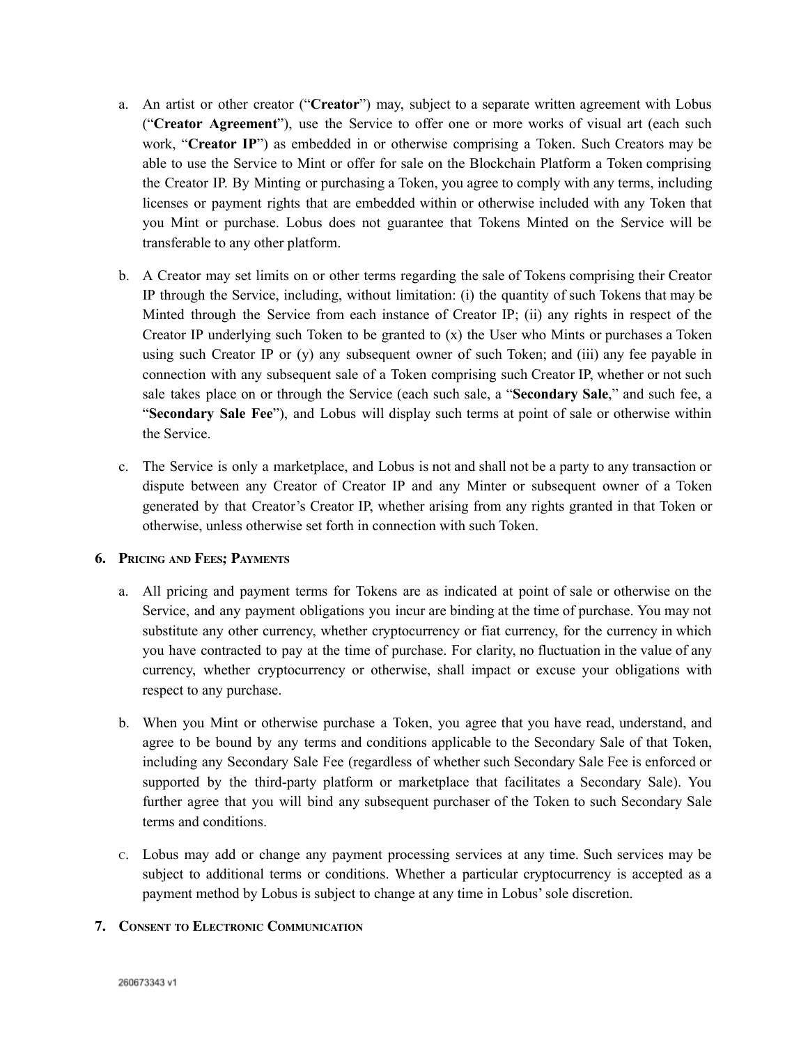a. An artist or other creator ("**Creator**") may, subject to a separate written agreement with Lobus ("**Creator Agreement**"), use the Service to offer one or more works of visual art (each such work, "**Creator IP**") as embedded in or otherwise comprising a Token. Such Creators may be able to use the Service to Mint or offer for sale on the Blockchain Platform a Token comprising the Creator IP. By Minting or purchasing a Token, you agree to comply with any terms, including licenses or payment rights that are embedded within or otherwise included with any Token that you Mint or purchase. Lobus does not guarantee that Tokens Minted on the Service will be transferable to any other platform.

b. A Creator may set limits on or other terms regarding the sale of Tokens comprising their Creator IP through the Service, including, without limitation: (i) the quantity of such Tokens that may be Minted through the Service from each instance of Creator IP; (ii) any rights in respect of the Creator IP underlying such Token to be granted to (x) the User who Mints or purchases a Token using such Creator IP or (y) any subsequent owner of such Token; and (iii) any fee payable in connection with any subsequent sale of a Token comprising such Creator IP, whether or not such sale takes place on or through the Service (each such sale, a "**Secondary Sale**," and such fee, a "**Secondary Sale Fee**"), and Lobus will display such terms at point of sale or otherwise within the Service.

c. The Service is only a marketplace, and Lobus is not and shall not be a party to any transaction or dispute between any Creator of Creator IP and any Minter or subsequent owner of a Token generated by that Creator's Creator IP, whether arising from any rights granted in that Token or otherwise, unless otherwise set forth in connection with such Token.

## 6. Pricing and Fees; Payments

a. All pricing and payment terms for Tokens are as indicated at point of sale or otherwise on the Service, and any payment obligations you incur are binding at the time of purchase. You may not substitute any other currency, whether cryptocurrency or fiat currency, for the currency in which you have contracted to pay at the time of purchase. For clarity, no fluctuation in the value of any currency, whether cryptocurrency or otherwise, shall impact or excuse your obligations with respect to any purchase.

b. When you Mint or otherwise purchase a Token, you agree that you have read, understand, and agree to be bound by any terms and conditions applicable to the Secondary Sale of that Token, including any Secondary Sale Fee (regardless of whether such Secondary Sale Fee is enforced or supported by the third-party platform or marketplace that facilitates a Secondary Sale). You further agree that you will bind any subsequent purchaser of the Token to such Secondary Sale terms and conditions.

c. Lobus may add or change any payment processing services at any time. Such services may be subject to additional terms or conditions. Whether a particular cryptocurrency is accepted as a payment method by Lobus is subject to change at any time in Lobus' sole discretion.

## 7. Consent to Electronic Communication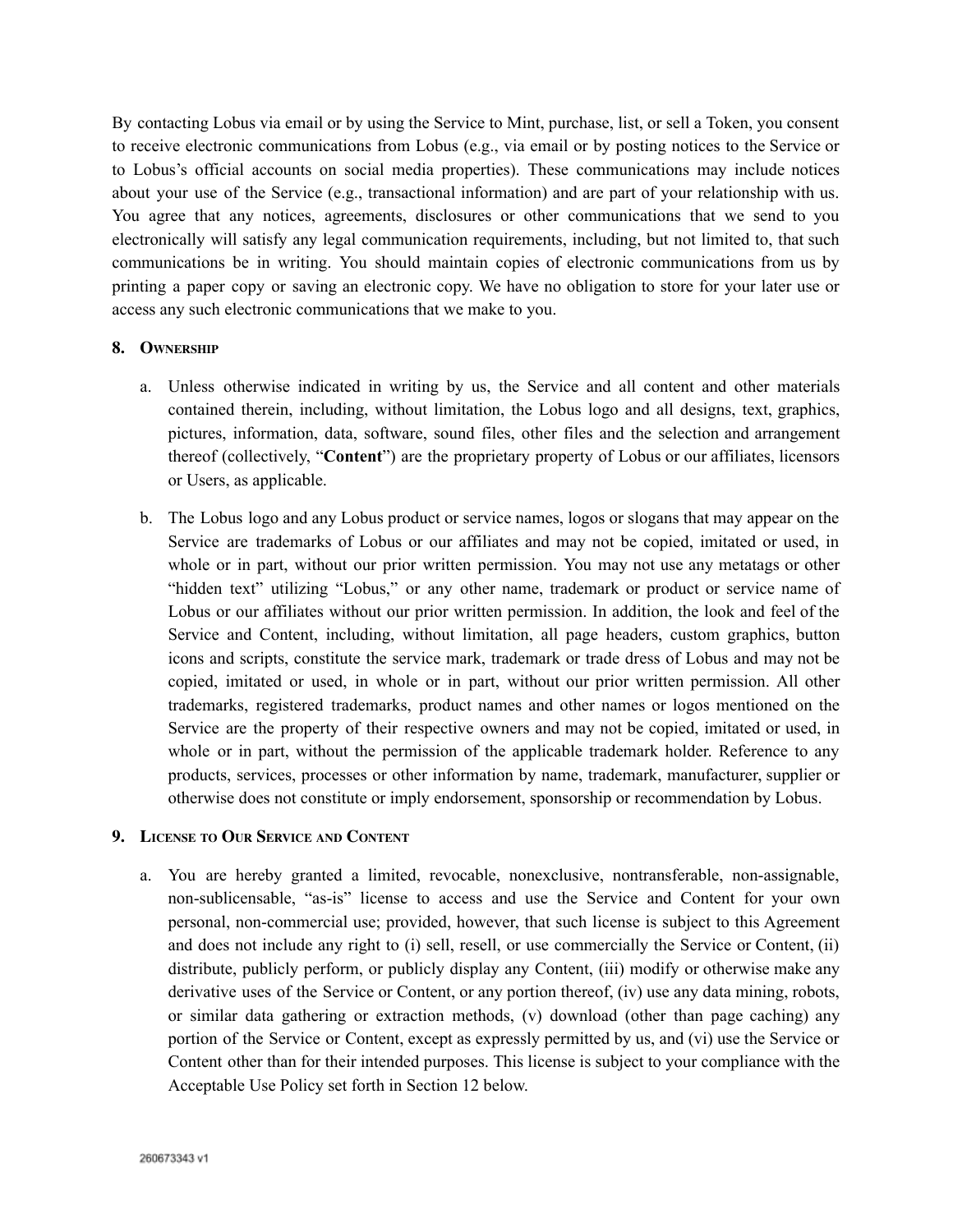By contacting Lobus via email or by using the Service to Mint, purchase, list, or sell a Token, you consent to receive electronic communications from Lobus (e.g., via email or by posting notices to the Service or to Lobus's official accounts on social media properties). These communications may include notices about your use of the Service (e.g., transactional information) and are part of your relationship with us. You agree that any notices, agreements, disclosures or other communications that we send to you electronically will satisfy any legal communication requirements, including, but not limited to, that such communications be in writing. You should maintain copies of electronic communications from us by printing a paper copy or saving an electronic copy. We have no obligation to store for your later use or access any such electronic communications that we make to you.

## 8. Ownership

a. Unless otherwise indicated in writing by us, the Service and all content and other materials contained therein, including, without limitation, the Lobus logo and all designs, text, graphics, pictures, information, data, software, sound files, other files and the selection and arrangement thereof (collectively, "**Content**") are the proprietary property of Lobus or our affiliates, licensors or Users, as applicable.

b. The Lobus logo and any Lobus product or service names, logos or slogans that may appear on the Service are trademarks of Lobus or our affiliates and may not be copied, imitated or used, in whole or in part, without our prior written permission. You may not use any metatags or other "hidden text" utilizing "Lobus," or any other name, trademark or product or service name of Lobus or our affiliates without our prior written permission. In addition, the look and feel of the Service and Content, including, without limitation, all page headers, custom graphics, button icons and scripts, constitute the service mark, trademark or trade dress of Lobus and may not be copied, imitated or used, in whole or in part, without our prior written permission. All other trademarks, registered trademarks, product names and other names or logos mentioned on the Service are the property of their respective owners and may not be copied, imitated or used, in whole or in part, without the permission of the applicable trademark holder. Reference to any products, services, processes or other information by name, trademark, manufacturer, supplier or otherwise does not constitute or imply endorsement, sponsorship or recommendation by Lobus.

## 9. License to Our Service and Content

a. You are hereby granted a limited, revocable, nonexclusive, nontransferable, non-assignable, non-sublicensable, "as-is" license to access and use the Service and Content for your own personal, non-commercial use; provided, however, that such license is subject to this Agreement and does not include any right to (i) sell, resell, or use commercially the Service or Content, (ii) distribute, publicly perform, or publicly display any Content, (iii) modify or otherwise make any derivative uses of the Service or Content, or any portion thereof, (iv) use any data mining, robots, or similar data gathering or extraction methods, (v) download (other than page caching) any portion of the Service or Content, except as expressly permitted by us, and (vi) use the Service or Content other than for their intended purposes. This license is subject to your compliance with the Acceptable Use Policy set forth in Section 12 below.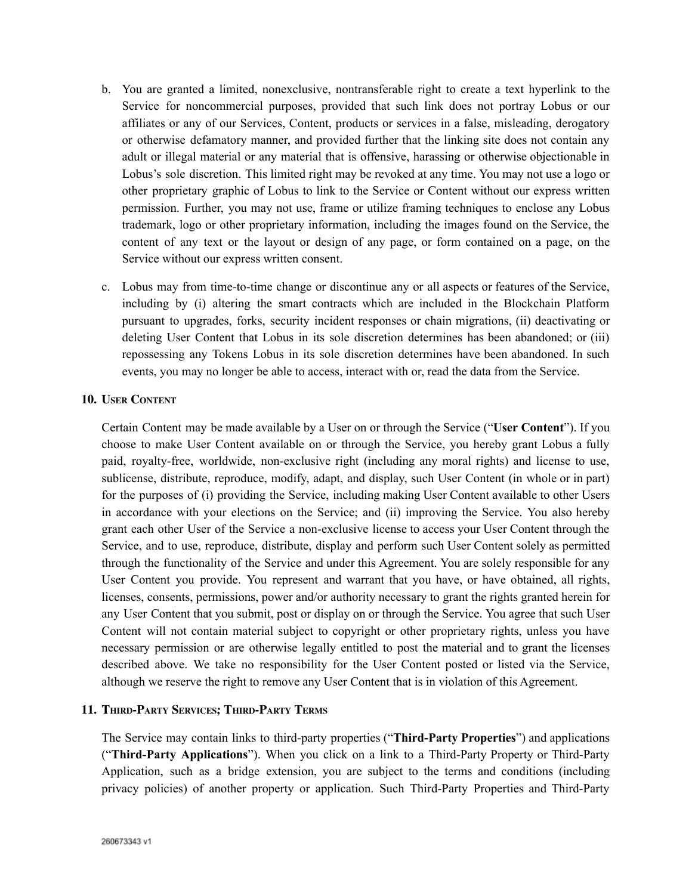b. You are granted a limited, nonexclusive, nontransferable right to create a text hyperlink to the Service for noncommercial purposes, provided that such link does not portray Lobus or our affiliates or any of our Services, Content, products or services in a false, misleading, derogatory or otherwise defamatory manner, and provided further that the linking site does not contain any adult or illegal material or any material that is offensive, harassing or otherwise objectionable in Lobus's sole discretion. This limited right may be revoked at any time. You may not use a logo or other proprietary graphic of Lobus to link to the Service or Content without our express written permission. Further, you may not use, frame or utilize framing techniques to enclose any Lobus trademark, logo or other proprietary information, including the images found on the Service, the content of any text or the layout or design of any page, or form contained on a page, on the Service without our express written consent.

c. Lobus may from time-to-time change or discontinue any or all aspects or features of the Service, including by (i) altering the smart contracts which are included in the Blockchain Platform pursuant to upgrades, forks, security incident responses or chain migrations, (ii) deactivating or deleting User Content that Lobus in its sole discretion determines has been abandoned; or (iii) repossessing any Tokens Lobus in its sole discretion determines have been abandoned. In such events, you may no longer be able to access, interact with or, read the data from the Service.

## 10. User Content

Certain Content may be made available by a User on or through the Service ("**User Content**"). If you choose to make User Content available on or through the Service, you hereby grant Lobus a fully paid, royalty-free, worldwide, non-exclusive right (including any moral rights) and license to use, sublicense, distribute, reproduce, modify, adapt, and display, such User Content (in whole or in part) for the purposes of (i) providing the Service, including making User Content available to other Users in accordance with your elections on the Service; and (ii) improving the Service. You also hereby grant each other User of the Service a non-exclusive license to access your User Content through the Service, and to use, reproduce, distribute, display and perform such User Content solely as permitted through the functionality of the Service and under this Agreement. You are solely responsible for any User Content you provide. You represent and warrant that you have, or have obtained, all rights, licenses, consents, permissions, power and/or authority necessary to grant the rights granted herein for any User Content that you submit, post or display on or through the Service. You agree that such User Content will not contain material subject to copyright or other proprietary rights, unless you have necessary permission or are otherwise legally entitled to post the material and to grant the licenses described above. We take no responsibility for the User Content posted or listed via the Service, although we reserve the right to remove any User Content that is in violation of this Agreement.

## 11. Third-Party Services; Third-Party Terms

The Service may contain links to third-party properties ("**Third-Party Properties**") and applications ("**Third-Party Applications**"). When you click on a link to a Third-Party Property or Third-Party Application, such as a bridge extension, you are subject to the terms and conditions (including privacy policies) of another property or application. Such Third-Party Properties and Third-Party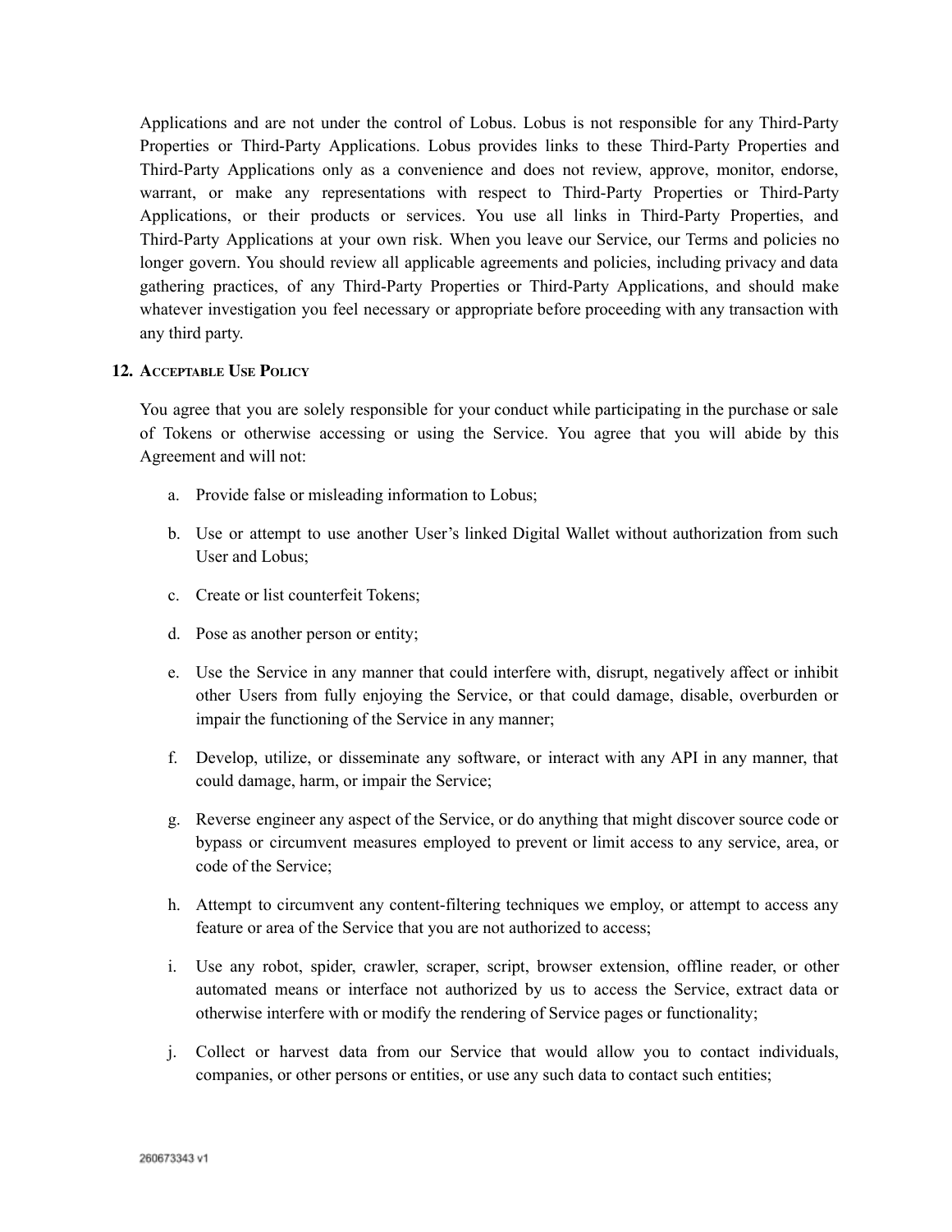Applications and are not under the control of Lobus. Lobus is not responsible for any Third-Party Properties or Third-Party Applications. Lobus provides links to these Third-Party Properties and Third-Party Applications only as a convenience and does not review, approve, monitor, endorse, warrant, or make any representations with respect to Third-Party Properties or Third-Party Applications, or their products or services. You use all links in Third-Party Properties, and Third-Party Applications at your own risk. When you leave our Service, our Terms and policies no longer govern. You should review all applicable agreements and policies, including privacy and data gathering practices, of any Third-Party Properties or Third-Party Applications, and should make whatever investigation you feel necessary or appropriate before proceeding with any transaction with any third party.

## 12. Acceptable Use Policy

You agree that you are solely responsible for your conduct while participating in the purchase or sale of Tokens or otherwise accessing or using the Service. You agree that you will abide by this Agreement and will not:

a. Provide false or misleading information to Lobus;

b. Use or attempt to use another User's linked Digital Wallet without authorization from such User and Lobus;

c. Create or list counterfeit Tokens;

d. Pose as another person or entity;

e. Use the Service in any manner that could interfere with, disrupt, negatively affect or inhibit other Users from fully enjoying the Service, or that could damage, disable, overburden or impair the functioning of the Service in any manner;

f. Develop, utilize, or disseminate any software, or interact with any API in any manner, that could damage, harm, or impair the Service;

g. Reverse engineer any aspect of the Service, or do anything that might discover source code or bypass or circumvent measures employed to prevent or limit access to any service, area, or code of the Service;

h. Attempt to circumvent any content-filtering techniques we employ, or attempt to access any feature or area of the Service that you are not authorized to access;

i. Use any robot, spider, crawler, scraper, script, browser extension, offline reader, or other automated means or interface not authorized by us to access the Service, extract data or otherwise interfere with or modify the rendering of Service pages or functionality;

j. Collect or harvest data from our Service that would allow you to contact individuals, companies, or other persons or entities, or use any such data to contact such entities;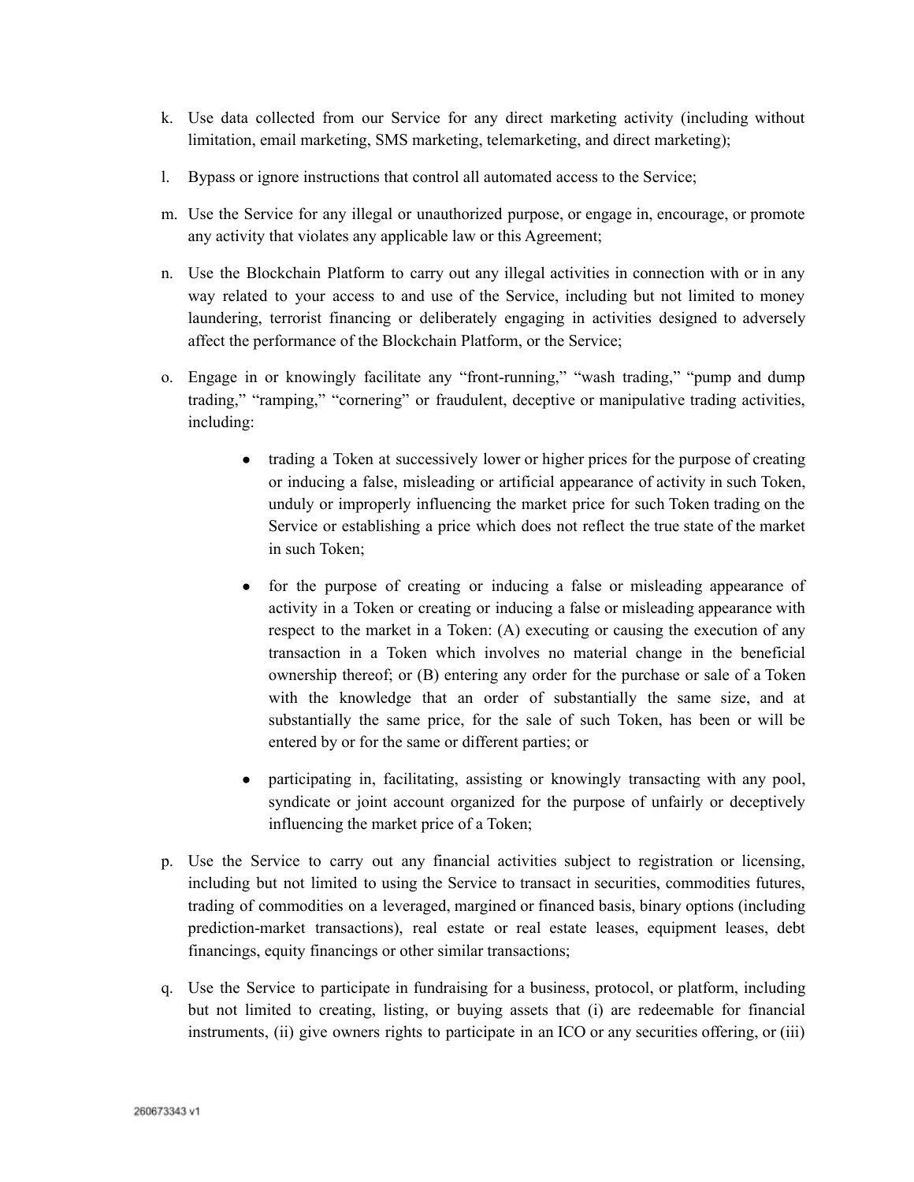k. Use data collected from our Service for any direct marketing activity (including without limitation, email marketing, SMS marketing, telemarketing, and direct marketing);

l. Bypass or ignore instructions that control all automated access to the Service;

m. Use the Service for any illegal or unauthorized purpose, or engage in, encourage, or promote any activity that violates any applicable law or this Agreement;

n. Use the Blockchain Platform to carry out any illegal activities in connection with or in any way related to your access to and use of the Service, including but not limited to money laundering, terrorist financing or deliberately engaging in activities designed to adversely affect the performance of the Blockchain Platform, or the Service;

o. Engage in or knowingly facilitate any "front-running," "wash trading," "pump and dump trading," "ramping," "cornering" or fraudulent, deceptive or manipulative trading activities, including:

   - trading a Token at successively lower or higher prices for the purpose of creating or inducing a false, misleading or artificial appearance of activity in such Token, unduly or improperly influencing the market price for such Token trading on the Service or establishing a price which does not reflect the true state of the market in such Token;

   - for the purpose of creating or inducing a false or misleading appearance of activity in a Token or creating or inducing a false or misleading appearance with respect to the market in a Token: (A) executing or causing the execution of any transaction in a Token which involves no material change in the beneficial ownership thereof; or (B) entering any order for the purchase or sale of a Token with the knowledge that an order of substantially the same size, and at substantially the same price, for the sale of such Token, has been or will be entered by or for the same or different parties; or

   - participating in, facilitating, assisting or knowingly transacting with any pool, syndicate or joint account organized for the purpose of unfairly or deceptively influencing the market price of a Token;

p. Use the Service to carry out any financial activities subject to registration or licensing, including but not limited to using the Service to transact in securities, commodities futures, trading of commodities on a leveraged, margined or financed basis, binary options (including prediction-market transactions), real estate or real estate leases, equipment leases, debt financings, equity financings or other similar transactions;

q. Use the Service to participate in fundraising for a business, protocol, or platform, including but not limited to creating, listing, or buying assets that (i) are redeemable for financial instruments, (ii) give owners rights to participate in an ICO or any securities offering, or (iii)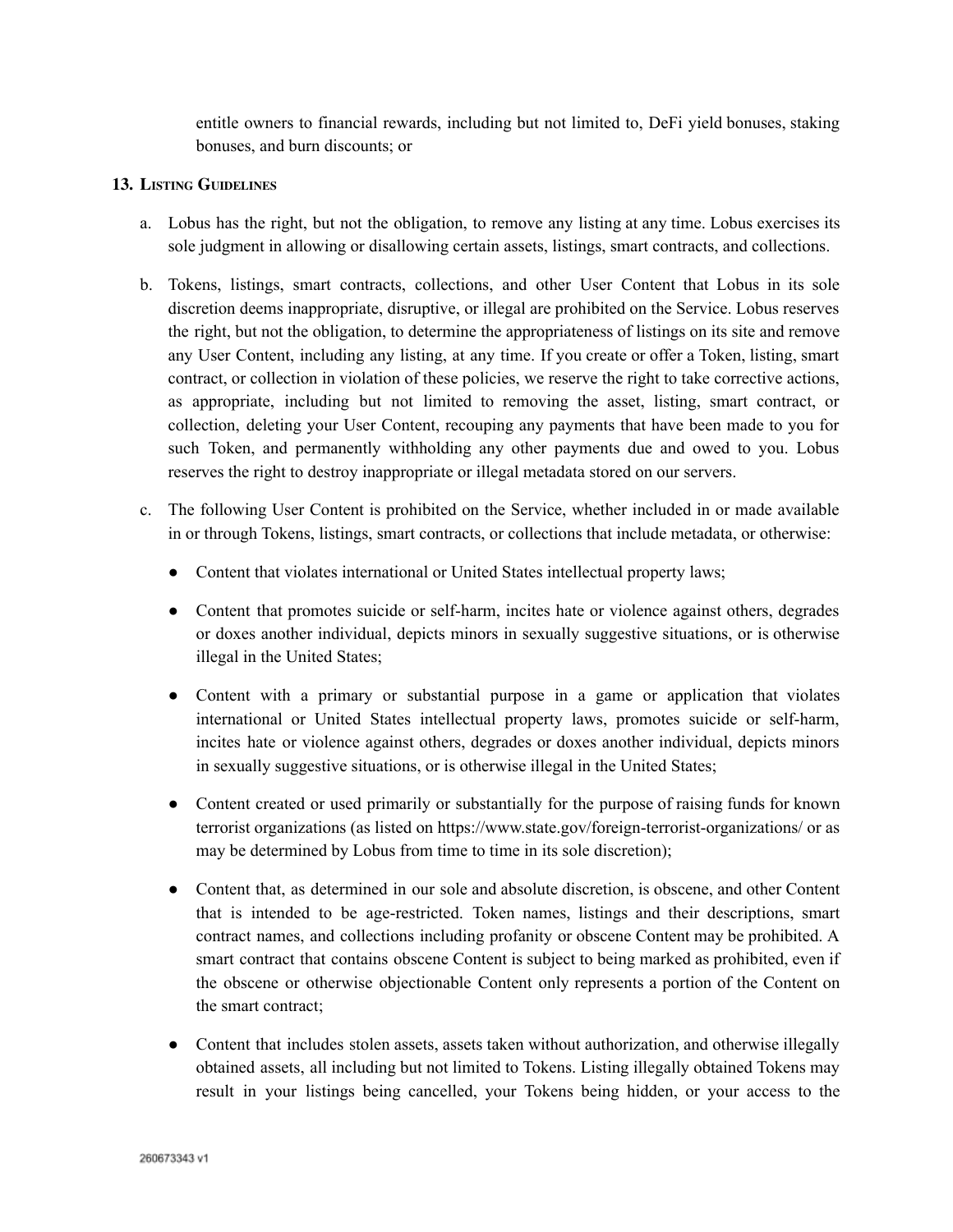entitle owners to financial rewards, including but not limited to, DeFi yield bonuses, staking bonuses, and burn discounts; or

## 13. Listing Guidelines

a. Lobus has the right, but not the obligation, to remove any listing at any time. Lobus exercises its sole judgment in allowing or disallowing certain assets, listings, smart contracts, and collections.

b. Tokens, listings, smart contracts, collections, and other User Content that Lobus in its sole discretion deems inappropriate, disruptive, or illegal are prohibited on the Service. Lobus reserves the right, but not the obligation, to determine the appropriateness of listings on its site and remove any User Content, including any listing, at any time. If you create or offer a Token, listing, smart contract, or collection in violation of these policies, we reserve the right to take corrective actions, as appropriate, including but not limited to removing the asset, listing, smart contract, or collection, deleting your User Content, recouping any payments that have been made to you for such Token, and permanently withholding any other payments due and owed to you. Lobus reserves the right to destroy inappropriate or illegal metadata stored on our servers.

c. The following User Content is prohibited on the Service, whether included in or made available in or through Tokens, listings, smart contracts, or collections that include metadata, or otherwise:

- Content that violates international or United States intellectual property laws;
- Content that promotes suicide or self-harm, incites hate or violence against others, degrades or doxes another individual, depicts minors in sexually suggestive situations, or is otherwise illegal in the United States;
- Content with a primary or substantial purpose in a game or application that violates international or United States intellectual property laws, promotes suicide or self-harm, incites hate or violence against others, degrades or doxes another individual, depicts minors in sexually suggestive situations, or is otherwise illegal in the United States;
- Content created or used primarily or substantially for the purpose of raising funds for known terrorist organizations (as listed on https://www.state.gov/foreign-terrorist-organizations/ or as may be determined by Lobus from time to time in its sole discretion);
- Content that, as determined in our sole and absolute discretion, is obscene, and other Content that is intended to be age-restricted. Token names, listings and their descriptions, smart contract names, and collections including profanity or obscene Content may be prohibited. A smart contract that contains obscene Content is subject to being marked as prohibited, even if the obscene or otherwise objectionable Content only represents a portion of the Content on the smart contract;
- Content that includes stolen assets, assets taken without authorization, and otherwise illegally obtained assets, all including but not limited to Tokens. Listing illegally obtained Tokens may result in your listings being cancelled, your Tokens being hidden, or your access to the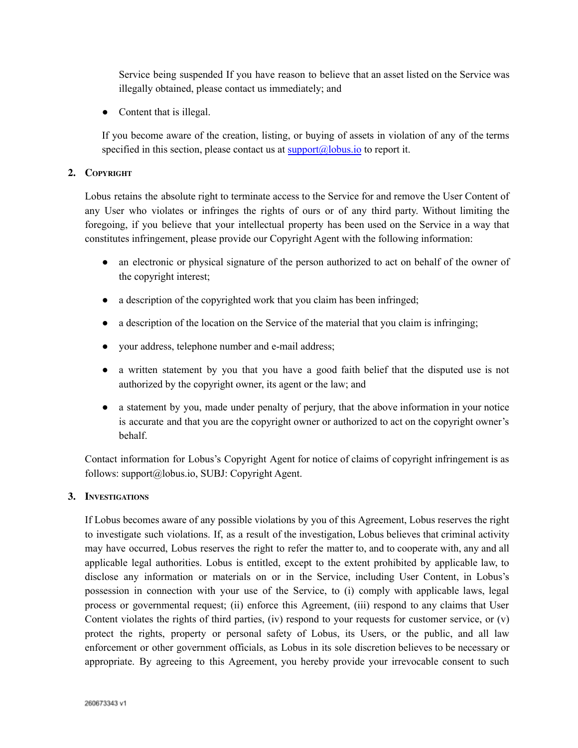Service being suspended If you have reason to believe that an asset listed on the Service was illegally obtained, please contact us immediately; and

- Content that is illegal.

If you become aware of the creation, listing, or buying of assets in violation of any of the terms specified in this section, please contact us at [support@lobus.io](mailto:support@lobus.io) to report it.

## 2. Copyright

Lobus retains the absolute right to terminate access to the Service for and remove the User Content of any User who violates or infringes the rights of ours or of any third party. Without limiting the foregoing, if you believe that your intellectual property has been used on the Service in a way that constitutes infringement, please provide our Copyright Agent with the following information:

- an electronic or physical signature of the person authorized to act on behalf of the owner of the copyright interest;
- a description of the copyrighted work that you claim has been infringed;
- a description of the location on the Service of the material that you claim is infringing;
- your address, telephone number and e-mail address;
- a written statement by you that you have a good faith belief that the disputed use is not authorized by the copyright owner, its agent or the law; and
- a statement by you, made under penalty of perjury, that the above information in your notice is accurate and that you are the copyright owner or authorized to act on the copyright owner's behalf.

Contact information for Lobus's Copyright Agent for notice of claims of copyright infringement is as follows: support@lobus.io, SUBJ: Copyright Agent.

## 3. Investigations

If Lobus becomes aware of any possible violations by you of this Agreement, Lobus reserves the right to investigate such violations. If, as a result of the investigation, Lobus believes that criminal activity may have occurred, Lobus reserves the right to refer the matter to, and to cooperate with, any and all applicable legal authorities. Lobus is entitled, except to the extent prohibited by applicable law, to disclose any information or materials on or in the Service, including User Content, in Lobus's possession in connection with your use of the Service, to (i) comply with applicable laws, legal process or governmental request; (ii) enforce this Agreement, (iii) respond to any claims that User Content violates the rights of third parties, (iv) respond to your requests for customer service, or (v) protect the rights, property or personal safety of Lobus, its Users, or the public, and all law enforcement or other government officials, as Lobus in its sole discretion believes to be necessary or appropriate. By agreeing to this Agreement, you hereby provide your irrevocable consent to such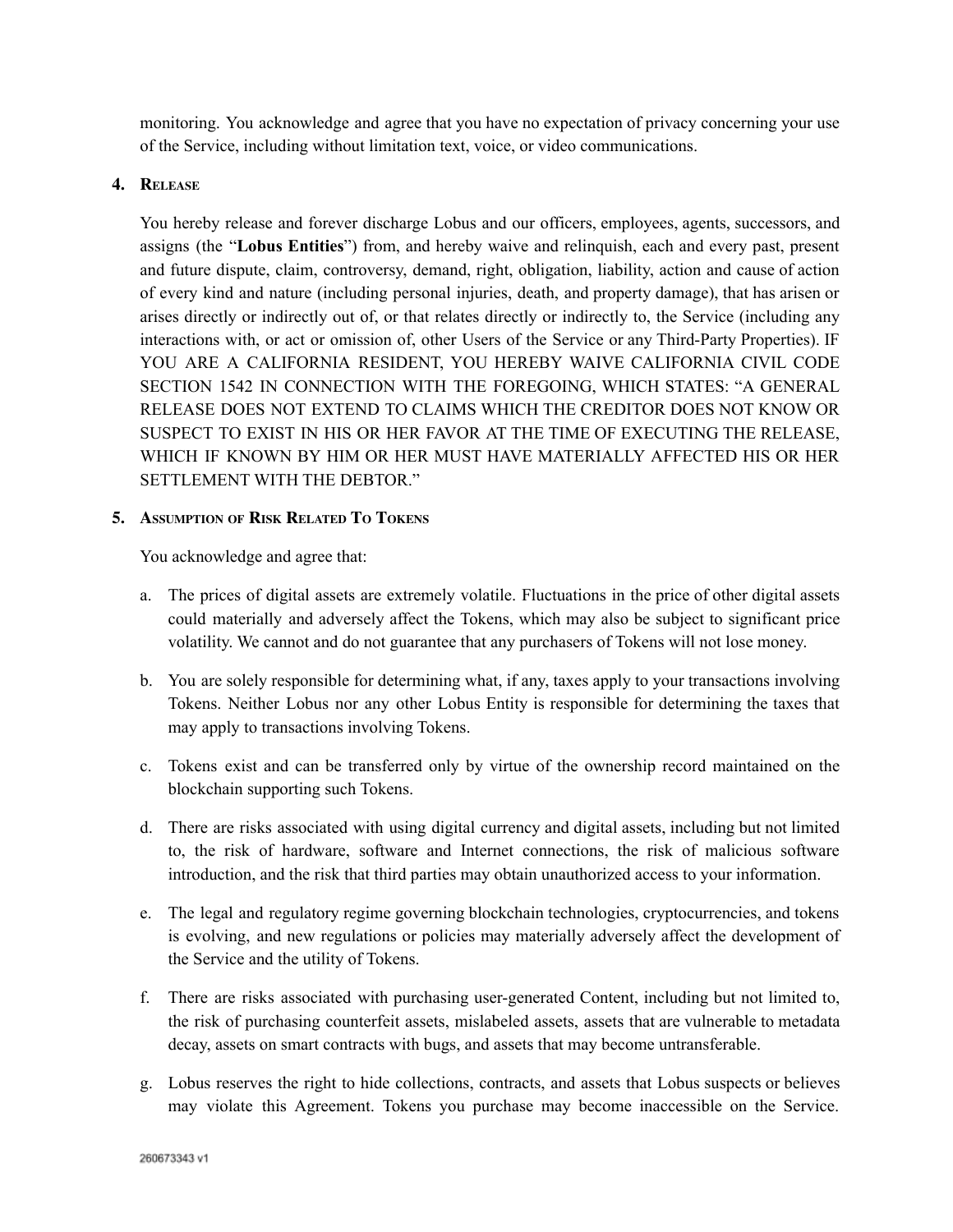monitoring. You acknowledge and agree that you have no expectation of privacy concerning your use of the Service, including without limitation text, voice, or video communications.

## 4. Release

You hereby release and forever discharge Lobus and our officers, employees, agents, successors, and assigns (the "**Lobus Entities**") from, and hereby waive and relinquish, each and every past, present and future dispute, claim, controversy, demand, right, obligation, liability, action and cause of action of every kind and nature (including personal injuries, death, and property damage), that has arisen or arises directly or indirectly out of, or that relates directly or indirectly to, the Service (including any interactions with, or act or omission of, other Users of the Service or any Third-Party Properties). IF YOU ARE A CALIFORNIA RESIDENT, YOU HEREBY WAIVE CALIFORNIA CIVIL CODE SECTION 1542 IN CONNECTION WITH THE FOREGOING, WHICH STATES: "A GENERAL RELEASE DOES NOT EXTEND TO CLAIMS WHICH THE CREDITOR DOES NOT KNOW OR SUSPECT TO EXIST IN HIS OR HER FAVOR AT THE TIME OF EXECUTING THE RELEASE, WHICH IF KNOWN BY HIM OR HER MUST HAVE MATERIALLY AFFECTED HIS OR HER SETTLEMENT WITH THE DEBTOR."

## 5. Assumption of Risk Related To Tokens

You acknowledge and agree that:

a. The prices of digital assets are extremely volatile. Fluctuations in the price of other digital assets could materially and adversely affect the Tokens, which may also be subject to significant price volatility. We cannot and do not guarantee that any purchasers of Tokens will not lose money.

b. You are solely responsible for determining what, if any, taxes apply to your transactions involving Tokens. Neither Lobus nor any other Lobus Entity is responsible for determining the taxes that may apply to transactions involving Tokens.

c. Tokens exist and can be transferred only by virtue of the ownership record maintained on the blockchain supporting such Tokens.

d. There are risks associated with using digital currency and digital assets, including but not limited to, the risk of hardware, software and Internet connections, the risk of malicious software introduction, and the risk that third parties may obtain unauthorized access to your information.

e. The legal and regulatory regime governing blockchain technologies, cryptocurrencies, and tokens is evolving, and new regulations or policies may materially adversely affect the development of the Service and the utility of Tokens.

f. There are risks associated with purchasing user-generated Content, including but not limited to, the risk of purchasing counterfeit assets, mislabeled assets, assets that are vulnerable to metadata decay, assets on smart contracts with bugs, and assets that may become untransferable.

g. Lobus reserves the right to hide collections, contracts, and assets that Lobus suspects or believes may violate this Agreement. Tokens you purchase may become inaccessible on the Service.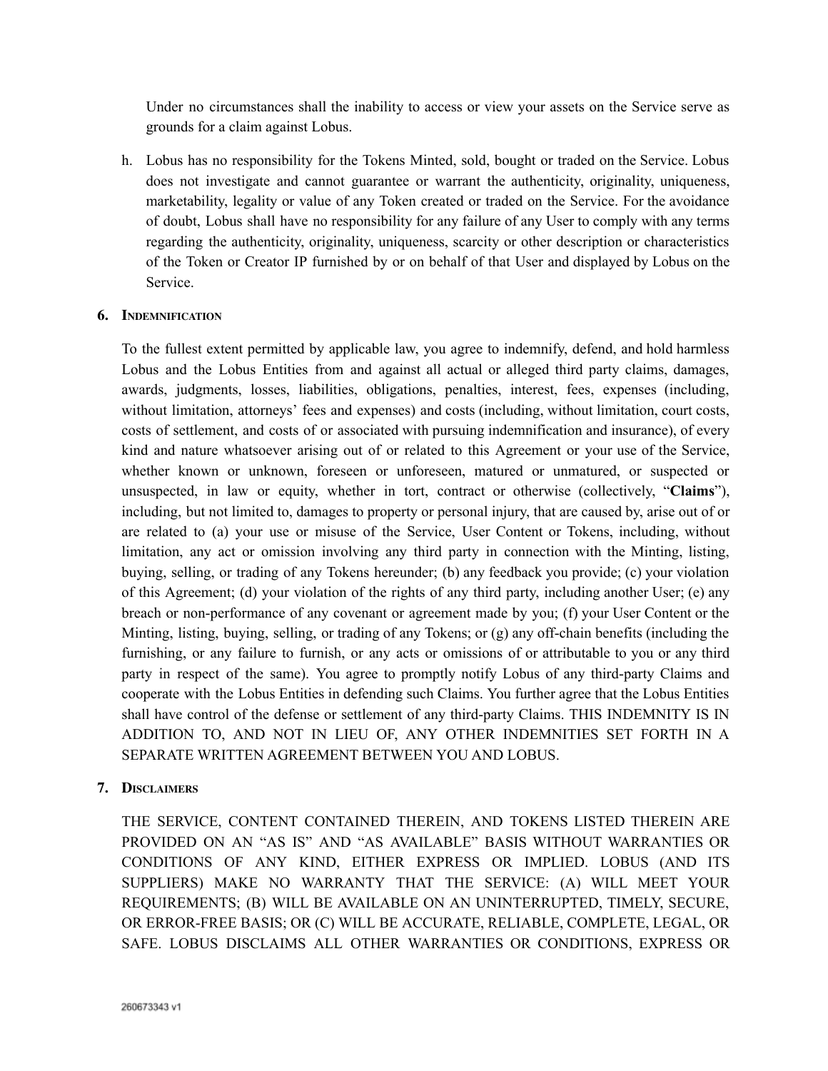Under no circumstances shall the inability to access or view your assets on the Service serve as grounds for a claim against Lobus.

h. Lobus has no responsibility for the Tokens Minted, sold, bought or traded on the Service. Lobus does not investigate and cannot guarantee or warrant the authenticity, originality, uniqueness, marketability, legality or value of any Token created or traded on the Service. For the avoidance of doubt, Lobus shall have no responsibility for any failure of any User to comply with any terms regarding the authenticity, originality, uniqueness, scarcity or other description or characteristics of the Token or Creator IP furnished by or on behalf of that User and displayed by Lobus on the Service.

## 6. Indemnification

To the fullest extent permitted by applicable law, you agree to indemnify, defend, and hold harmless Lobus and the Lobus Entities from and against all actual or alleged third party claims, damages, awards, judgments, losses, liabilities, obligations, penalties, interest, fees, expenses (including, without limitation, attorneys' fees and expenses) and costs (including, without limitation, court costs, costs of settlement, and costs of or associated with pursuing indemnification and insurance), of every kind and nature whatsoever arising out of or related to this Agreement or your use of the Service, whether known or unknown, foreseen or unforeseen, matured or unmatured, or suspected or unsuspected, in law or equity, whether in tort, contract or otherwise (collectively, "**Claims**"), including, but not limited to, damages to property or personal injury, that are caused by, arise out of or are related to (a) your use or misuse of the Service, User Content or Tokens, including, without limitation, any act or omission involving any third party in connection with the Minting, listing, buying, selling, or trading of any Tokens hereunder; (b) any feedback you provide; (c) your violation of this Agreement; (d) your violation of the rights of any third party, including another User; (e) any breach or non-performance of any covenant or agreement made by you; (f) your User Content or the Minting, listing, buying, selling, or trading of any Tokens; or (g) any off-chain benefits (including the furnishing, or any failure to furnish, or any acts or omissions of or attributable to you or any third party in respect of the same). You agree to promptly notify Lobus of any third-party Claims and cooperate with the Lobus Entities in defending such Claims. You further agree that the Lobus Entities shall have control of the defense or settlement of any third-party Claims. THIS INDEMNITY IS IN ADDITION TO, AND NOT IN LIEU OF, ANY OTHER INDEMNITIES SET FORTH IN A SEPARATE WRITTEN AGREEMENT BETWEEN YOU AND LOBUS.

## 7. Disclaimers

THE SERVICE, CONTENT CONTAINED THEREIN, AND TOKENS LISTED THEREIN ARE PROVIDED ON AN "AS IS" AND "AS AVAILABLE" BASIS WITHOUT WARRANTIES OR CONDITIONS OF ANY KIND, EITHER EXPRESS OR IMPLIED. LOBUS (AND ITS SUPPLIERS) MAKE NO WARRANTY THAT THE SERVICE: (A) WILL MEET YOUR REQUIREMENTS; (B) WILL BE AVAILABLE ON AN UNINTERRUPTED, TIMELY, SECURE, OR ERROR-FREE BASIS; OR (C) WILL BE ACCURATE, RELIABLE, COMPLETE, LEGAL, OR SAFE. LOBUS DISCLAIMS ALL OTHER WARRANTIES OR CONDITIONS, EXPRESS OR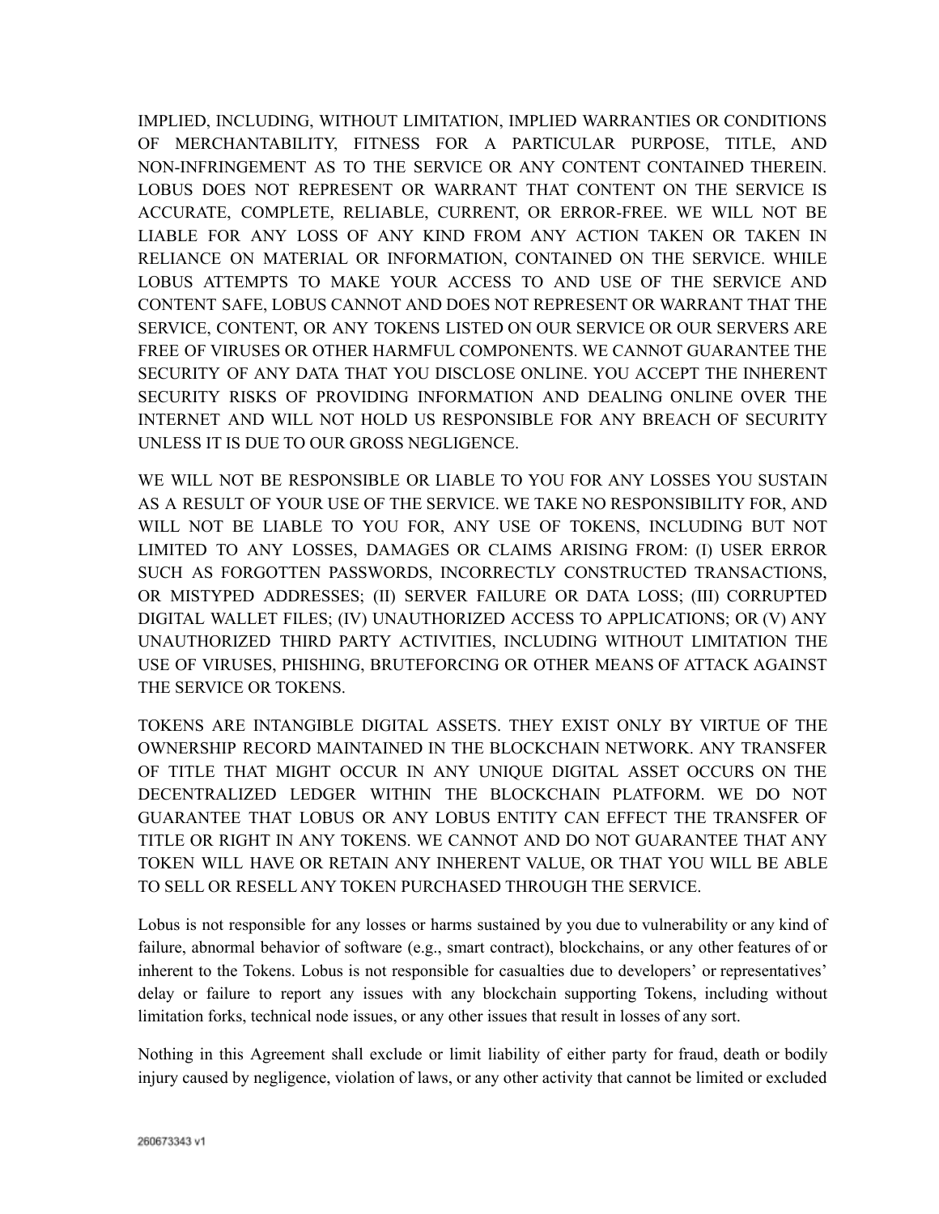IMPLIED, INCLUDING, WITHOUT LIMITATION, IMPLIED WARRANTIES OR CONDITIONS OF MERCHANTABILITY, FITNESS FOR A PARTICULAR PURPOSE, TITLE, AND NON-INFRINGEMENT AS TO THE SERVICE OR ANY CONTENT CONTAINED THEREIN. LOBUS DOES NOT REPRESENT OR WARRANT THAT CONTENT ON THE SERVICE IS ACCURATE, COMPLETE, RELIABLE, CURRENT, OR ERROR-FREE. WE WILL NOT BE LIABLE FOR ANY LOSS OF ANY KIND FROM ANY ACTION TAKEN OR TAKEN IN RELIANCE ON MATERIAL OR INFORMATION, CONTAINED ON THE SERVICE. WHILE LOBUS ATTEMPTS TO MAKE YOUR ACCESS TO AND USE OF THE SERVICE AND CONTENT SAFE, LOBUS CANNOT AND DOES NOT REPRESENT OR WARRANT THAT THE SERVICE, CONTENT, OR ANY TOKENS LISTED ON OUR SERVICE OR OUR SERVERS ARE FREE OF VIRUSES OR OTHER HARMFUL COMPONENTS. WE CANNOT GUARANTEE THE SECURITY OF ANY DATA THAT YOU DISCLOSE ONLINE. YOU ACCEPT THE INHERENT SECURITY RISKS OF PROVIDING INFORMATION AND DEALING ONLINE OVER THE INTERNET AND WILL NOT HOLD US RESPONSIBLE FOR ANY BREACH OF SECURITY UNLESS IT IS DUE TO OUR GROSS NEGLIGENCE.

WE WILL NOT BE RESPONSIBLE OR LIABLE TO YOU FOR ANY LOSSES YOU SUSTAIN AS A RESULT OF YOUR USE OF THE SERVICE. WE TAKE NO RESPONSIBILITY FOR, AND WILL NOT BE LIABLE TO YOU FOR, ANY USE OF TOKENS, INCLUDING BUT NOT LIMITED TO ANY LOSSES, DAMAGES OR CLAIMS ARISING FROM: (I) USER ERROR SUCH AS FORGOTTEN PASSWORDS, INCORRECTLY CONSTRUCTED TRANSACTIONS, OR MISTYPED ADDRESSES; (II) SERVER FAILURE OR DATA LOSS; (III) CORRUPTED DIGITAL WALLET FILES; (IV) UNAUTHORIZED ACCESS TO APPLICATIONS; OR (V) ANY UNAUTHORIZED THIRD PARTY ACTIVITIES, INCLUDING WITHOUT LIMITATION THE USE OF VIRUSES, PHISHING, BRUTEFORCING OR OTHER MEANS OF ATTACK AGAINST THE SERVICE OR TOKENS.

TOKENS ARE INTANGIBLE DIGITAL ASSETS. THEY EXIST ONLY BY VIRTUE OF THE OWNERSHIP RECORD MAINTAINED IN THE BLOCKCHAIN NETWORK. ANY TRANSFER OF TITLE THAT MIGHT OCCUR IN ANY UNIQUE DIGITAL ASSET OCCURS ON THE DECENTRALIZED LEDGER WITHIN THE BLOCKCHAIN PLATFORM. WE DO NOT GUARANTEE THAT LOBUS OR ANY LOBUS ENTITY CAN EFFECT THE TRANSFER OF TITLE OR RIGHT IN ANY TOKENS. WE CANNOT AND DO NOT GUARANTEE THAT ANY TOKEN WILL HAVE OR RETAIN ANY INHERENT VALUE, OR THAT YOU WILL BE ABLE TO SELL OR RESELL ANY TOKEN PURCHASED THROUGH THE SERVICE.

Lobus is not responsible for any losses or harms sustained by you due to vulnerability or any kind of failure, abnormal behavior of software (e.g., smart contract), blockchains, or any other features of or inherent to the Tokens. Lobus is not responsible for casualties due to developers' or representatives' delay or failure to report any issues with any blockchain supporting Tokens, including without limitation forks, technical node issues, or any other issues that result in losses of any sort.

Nothing in this Agreement shall exclude or limit liability of either party for fraud, death or bodily injury caused by negligence, violation of laws, or any other activity that cannot be limited or excluded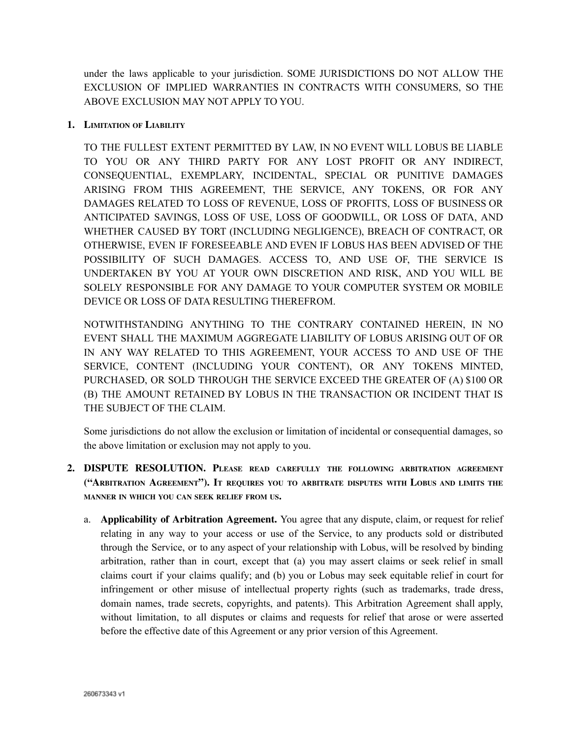under the laws applicable to your jurisdiction. SOME JURISDICTIONS DO NOT ALLOW THE EXCLUSION OF IMPLIED WARRANTIES IN CONTRACTS WITH CONSUMERS, SO THE ABOVE EXCLUSION MAY NOT APPLY TO YOU.

1. **LIMITATION OF LIABILITY**

   TO THE FULLEST EXTENT PERMITTED BY LAW, IN NO EVENT WILL LOBUS BE LIABLE TO YOU OR ANY THIRD PARTY FOR ANY LOST PROFIT OR ANY INDIRECT, CONSEQUENTIAL, EXEMPLARY, INCIDENTAL, SPECIAL OR PUNITIVE DAMAGES ARISING FROM THIS AGREEMENT, THE SERVICE, ANY TOKENS, OR FOR ANY DAMAGES RELATED TO LOSS OF REVENUE, LOSS OF PROFITS, LOSS OF BUSINESS OR ANTICIPATED SAVINGS, LOSS OF USE, LOSS OF GOODWILL, OR LOSS OF DATA, AND WHETHER CAUSED BY TORT (INCLUDING NEGLIGENCE), BREACH OF CONTRACT, OR OTHERWISE, EVEN IF FORESEEABLE AND EVEN IF LOBUS HAS BEEN ADVISED OF THE POSSIBILITY OF SUCH DAMAGES. ACCESS TO, AND USE OF, THE SERVICE IS UNDERTAKEN BY YOU AT YOUR OWN DISCRETION AND RISK, AND YOU WILL BE SOLELY RESPONSIBLE FOR ANY DAMAGE TO YOUR COMPUTER SYSTEM OR MOBILE DEVICE OR LOSS OF DATA RESULTING THEREFROM.

   NOTWITHSTANDING ANYTHING TO THE CONTRARY CONTAINED HEREIN, IN NO EVENT SHALL THE MAXIMUM AGGREGATE LIABILITY OF LOBUS ARISING OUT OF OR IN ANY WAY RELATED TO THIS AGREEMENT, YOUR ACCESS TO AND USE OF THE SERVICE, CONTENT (INCLUDING YOUR CONTENT), OR ANY TOKENS MINTED, PURCHASED, OR SOLD THROUGH THE SERVICE EXCEED THE GREATER OF (A) $100 OR (B) THE AMOUNT RETAINED BY LOBUS IN THE TRANSACTION OR INCIDENT THAT IS THE SUBJECT OF THE CLAIM.

   Some jurisdictions do not allow the exclusion or limitation of incidental or consequential damages, so the above limitation or exclusion may not apply to you.

2. **DISPUTE RESOLUTION. PLEASE READ CAREFULLY THE FOLLOWING ARBITRATION AGREEMENT ("ARBITRATION AGREEMENT"). IT REQUIRES YOU TO ARBITRATE DISPUTES WITH LOBUS AND LIMITS THE MANNER IN WHICH YOU CAN SEEK RELIEF FROM US.**

   a. **Applicability of Arbitration Agreement.** You agree that any dispute, claim, or request for relief relating in any way to your access or use of the Service, to any products sold or distributed through the Service, or to any aspect of your relationship with Lobus, will be resolved by binding arbitration, rather than in court, except that (a) you may assert claims or seek relief in small claims court if your claims qualify; and (b) you or Lobus may seek equitable relief in court for infringement or other misuse of intellectual property rights (such as trademarks, trade dress, domain names, trade secrets, copyrights, and patents). This Arbitration Agreement shall apply, without limitation, to all disputes or claims and requests for relief that arose or were asserted before the effective date of this Agreement or any prior version of this Agreement.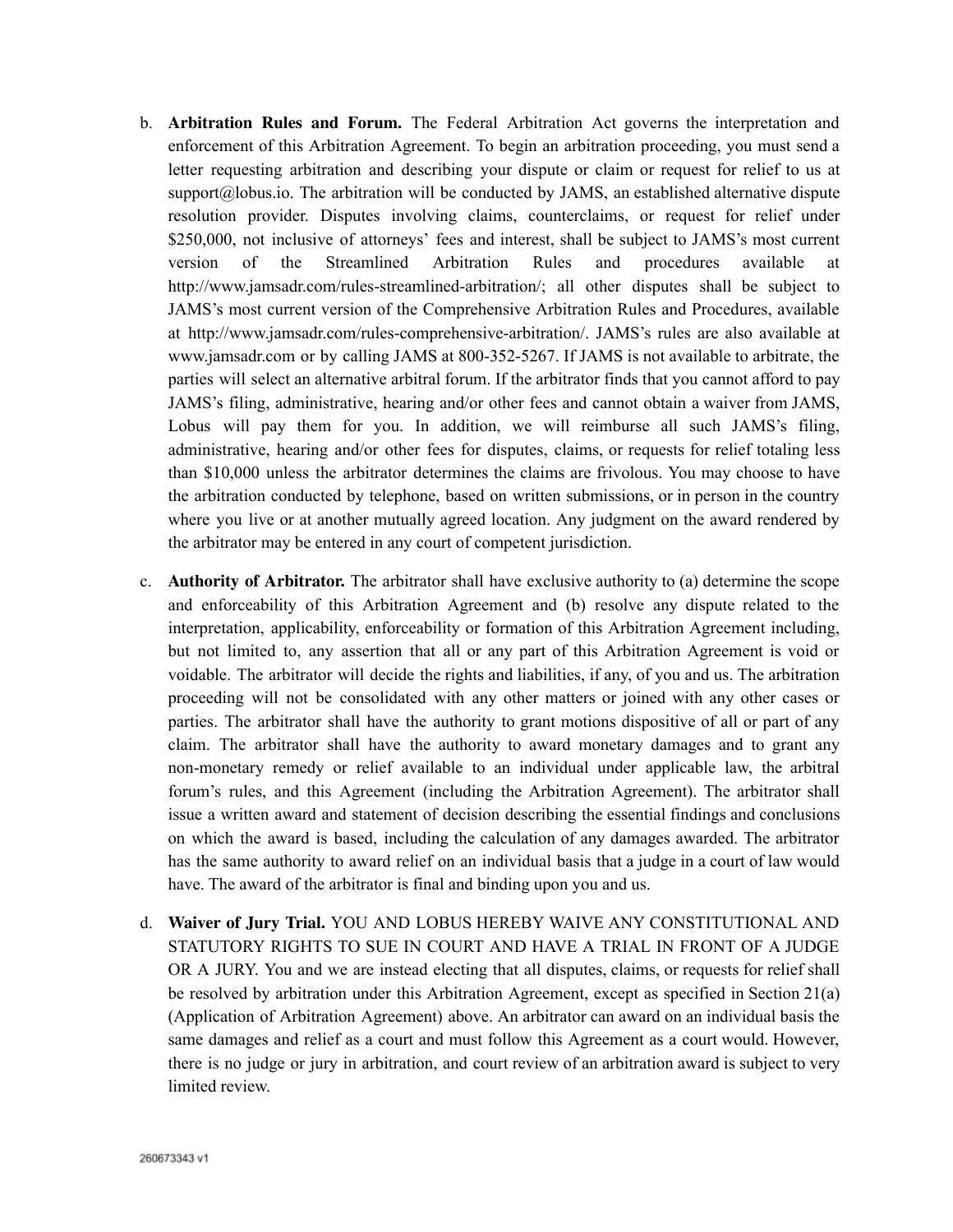b. **Arbitration Rules and Forum.** The Federal Arbitration Act governs the interpretation and enforcement of this Arbitration Agreement. To begin an arbitration proceeding, you must send a letter requesting arbitration and describing your dispute or claim or request for relief to us at support@lobus.io. The arbitration will be conducted by JAMS, an established alternative dispute resolution provider. Disputes involving claims, counterclaims, or request for relief under $250,000, not inclusive of attorneys' fees and interest, shall be subject to JAMS's most current version of the Streamlined Arbitration Rules and procedures available at http://www.jamsadr.com/rules-streamlined-arbitration/; all other disputes shall be subject to JAMS's most current version of the Comprehensive Arbitration Rules and Procedures, available at http://www.jamsadr.com/rules-comprehensive-arbitration/. JAMS's rules are also available at www.jamsadr.com or by calling JAMS at 800-352-5267. If JAMS is not available to arbitrate, the parties will select an alternative arbitral forum. If the arbitrator finds that you cannot afford to pay JAMS's filing, administrative, hearing and/or other fees and cannot obtain a waiver from JAMS, Lobus will pay them for you. In addition, we will reimburse all such JAMS's filing, administrative, hearing and/or other fees for disputes, claims, or requests for relief totaling less than $10,000 unless the arbitrator determines the claims are frivolous. You may choose to have the arbitration conducted by telephone, based on written submissions, or in person in the country where you live or at another mutually agreed location. Any judgment on the award rendered by the arbitrator may be entered in any court of competent jurisdiction.

c. **Authority of Arbitrator.** The arbitrator shall have exclusive authority to (a) determine the scope and enforceability of this Arbitration Agreement and (b) resolve any dispute related to the interpretation, applicability, enforceability or formation of this Arbitration Agreement including, but not limited to, any assertion that all or any part of this Arbitration Agreement is void or voidable. The arbitrator will decide the rights and liabilities, if any, of you and us. The arbitration proceeding will not be consolidated with any other matters or joined with any other cases or parties. The arbitrator shall have the authority to grant motions dispositive of all or part of any claim. The arbitrator shall have the authority to award monetary damages and to grant any non-monetary remedy or relief available to an individual under applicable law, the arbitral forum's rules, and this Agreement (including the Arbitration Agreement). The arbitrator shall issue a written award and statement of decision describing the essential findings and conclusions on which the award is based, including the calculation of any damages awarded. The arbitrator has the same authority to award relief on an individual basis that a judge in a court of law would have. The award of the arbitrator is final and binding upon you and us.

d. **Waiver of Jury Trial.** YOU AND LOBUS HEREBY WAIVE ANY CONSTITUTIONAL AND STATUTORY RIGHTS TO SUE IN COURT AND HAVE A TRIAL IN FRONT OF A JUDGE OR A JURY. You and we are instead electing that all disputes, claims, or requests for relief shall be resolved by arbitration under this Arbitration Agreement, except as specified in Section 21(a) (Application of Arbitration Agreement) above. An arbitrator can award on an individual basis the same damages and relief as a court and must follow this Agreement as a court would. However, there is no judge or jury in arbitration, and court review of an arbitration award is subject to very limited review.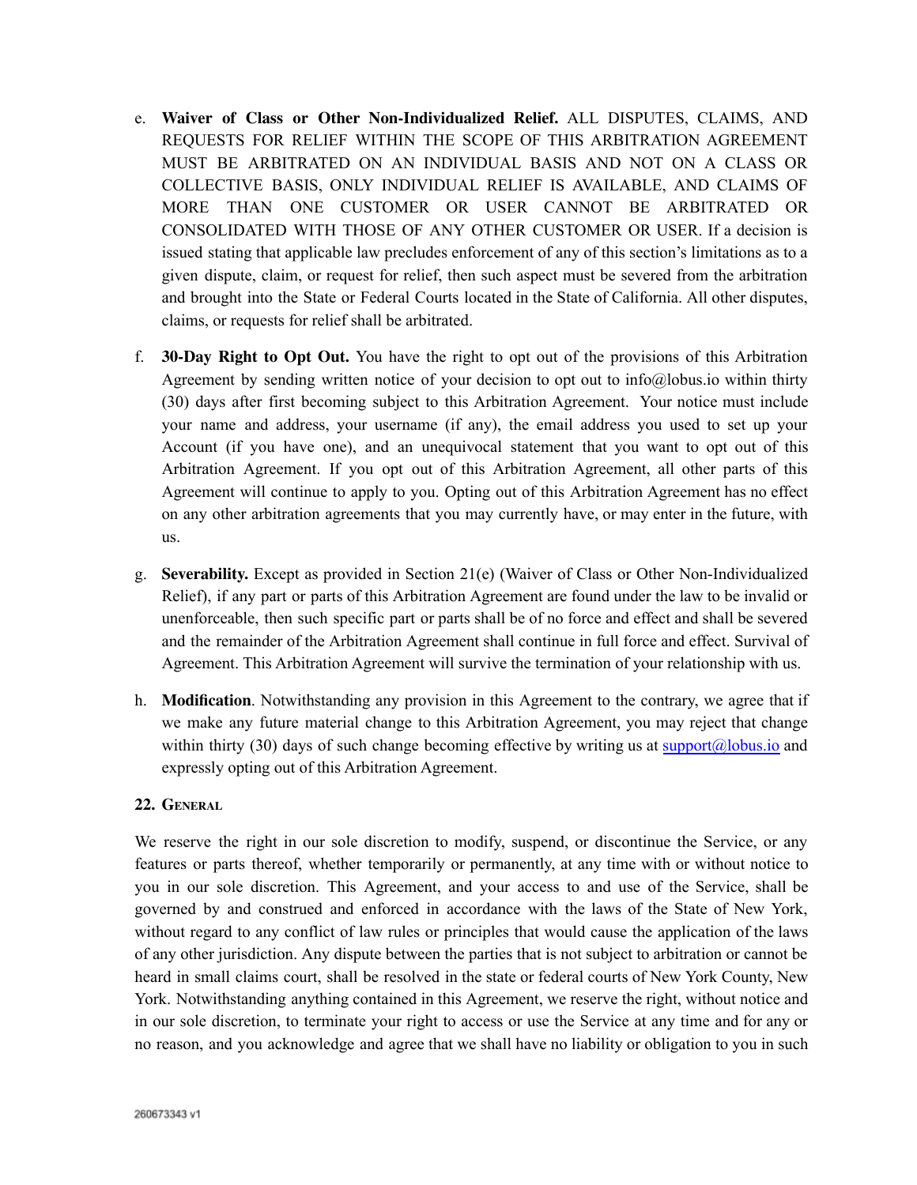e. **Waiver of Class or Other Non-Individualized Relief.** ALL DISPUTES, CLAIMS, AND REQUESTS FOR RELIEF WITHIN THE SCOPE OF THIS ARBITRATION AGREEMENT MUST BE ARBITRATED ON AN INDIVIDUAL BASIS AND NOT ON A CLASS OR COLLECTIVE BASIS, ONLY INDIVIDUAL RELIEF IS AVAILABLE, AND CLAIMS OF MORE THAN ONE CUSTOMER OR USER CANNOT BE ARBITRATED OR CONSOLIDATED WITH THOSE OF ANY OTHER CUSTOMER OR USER. If a decision is issued stating that applicable law precludes enforcement of any of this section's limitations as to a given dispute, claim, or request for relief, then such aspect must be severed from the arbitration and brought into the State or Federal Courts located in the State of California. All other disputes, claims, or requests for relief shall be arbitrated.

f. **30-Day Right to Opt Out.** You have the right to opt out of the provisions of this Arbitration Agreement by sending written notice of your decision to opt out to info@lobus.io within thirty (30) days after first becoming subject to this Arbitration Agreement. Your notice must include your name and address, your username (if any), the email address you used to set up your Account (if you have one), and an unequivocal statement that you want to opt out of this Arbitration Agreement. If you opt out of this Arbitration Agreement, all other parts of this Agreement will continue to apply to you. Opting out of this Arbitration Agreement has no effect on any other arbitration agreements that you may currently have, or may enter in the future, with us.

g. **Severability.** Except as provided in Section 21(e) (Waiver of Class or Other Non-Individualized Relief), if any part or parts of this Arbitration Agreement are found under the law to be invalid or unenforceable, then such specific part or parts shall be of no force and effect and shall be severed and the remainder of the Arbitration Agreement shall continue in full force and effect. Survival of Agreement. This Arbitration Agreement will survive the termination of your relationship with us.

h. **Modification**. Notwithstanding any provision in this Agreement to the contrary, we agree that if we make any future material change to this Arbitration Agreement, you may reject that change within thirty (30) days of such change becoming effective by writing us at support@lobus.io and expressly opting out of this Arbitration Agreement.

## 22. General

We reserve the right in our sole discretion to modify, suspend, or discontinue the Service, or any features or parts thereof, whether temporarily or permanently, at any time with or without notice to you in our sole discretion. This Agreement, and your access to and use of the Service, shall be governed by and construed and enforced in accordance with the laws of the State of New York, without regard to any conflict of law rules or principles that would cause the application of the laws of any other jurisdiction. Any dispute between the parties that is not subject to arbitration or cannot be heard in small claims court, shall be resolved in the state or federal courts of New York County, New York. Notwithstanding anything contained in this Agreement, we reserve the right, without notice and in our sole discretion, to terminate your right to access or use the Service at any time and for any or no reason, and you acknowledge and agree that we shall have no liability or obligation to you in such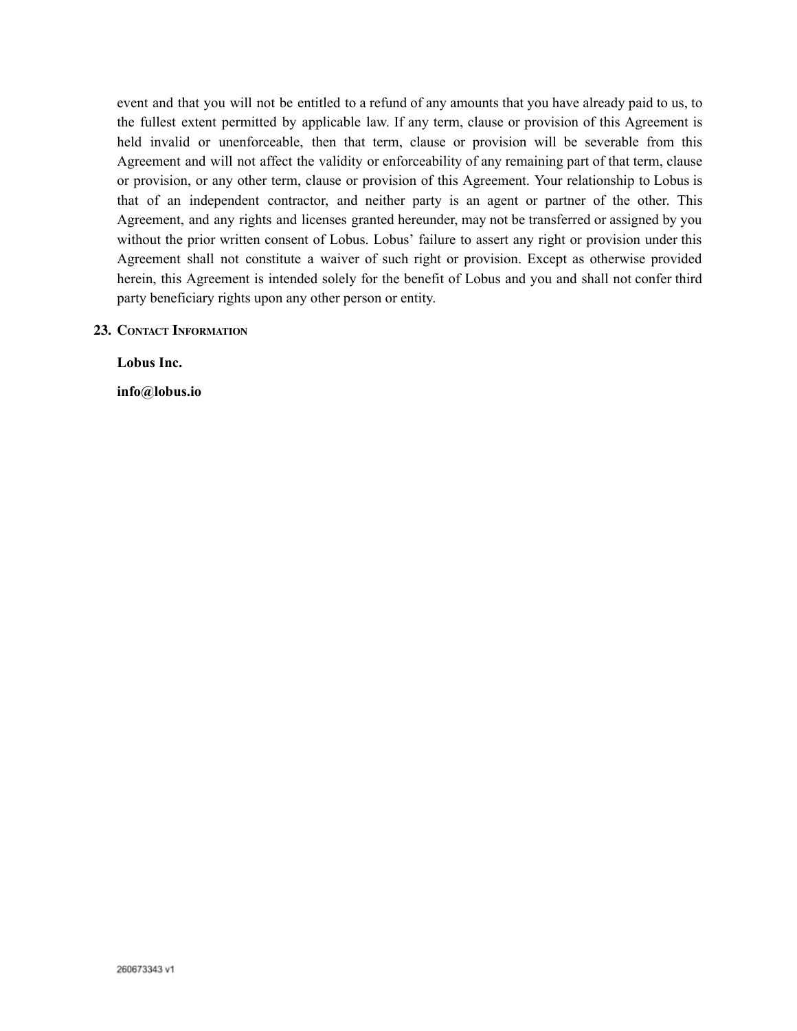event and that you will not be entitled to a refund of any amounts that you have already paid to us, to the fullest extent permitted by applicable law. If any term, clause or provision of this Agreement is held invalid or unenforceable, then that term, clause or provision will be severable from this Agreement and will not affect the validity or enforceability of any remaining part of that term, clause or provision, or any other term, clause or provision of this Agreement. Your relationship to Lobus is that of an independent contractor, and neither party is an agent or partner of the other. This Agreement, and any rights and licenses granted hereunder, may not be transferred or assigned by you without the prior written consent of Lobus. Lobus' failure to assert any right or provision under this Agreement shall not constitute a waiver of such right or provision. Except as otherwise provided herein, this Agreement is intended solely for the benefit of Lobus and you and shall not confer third party beneficiary rights upon any other person or entity.

## 23. Contact Information

**Lobus Inc.**

**info@lobus.io**

260673343 v1